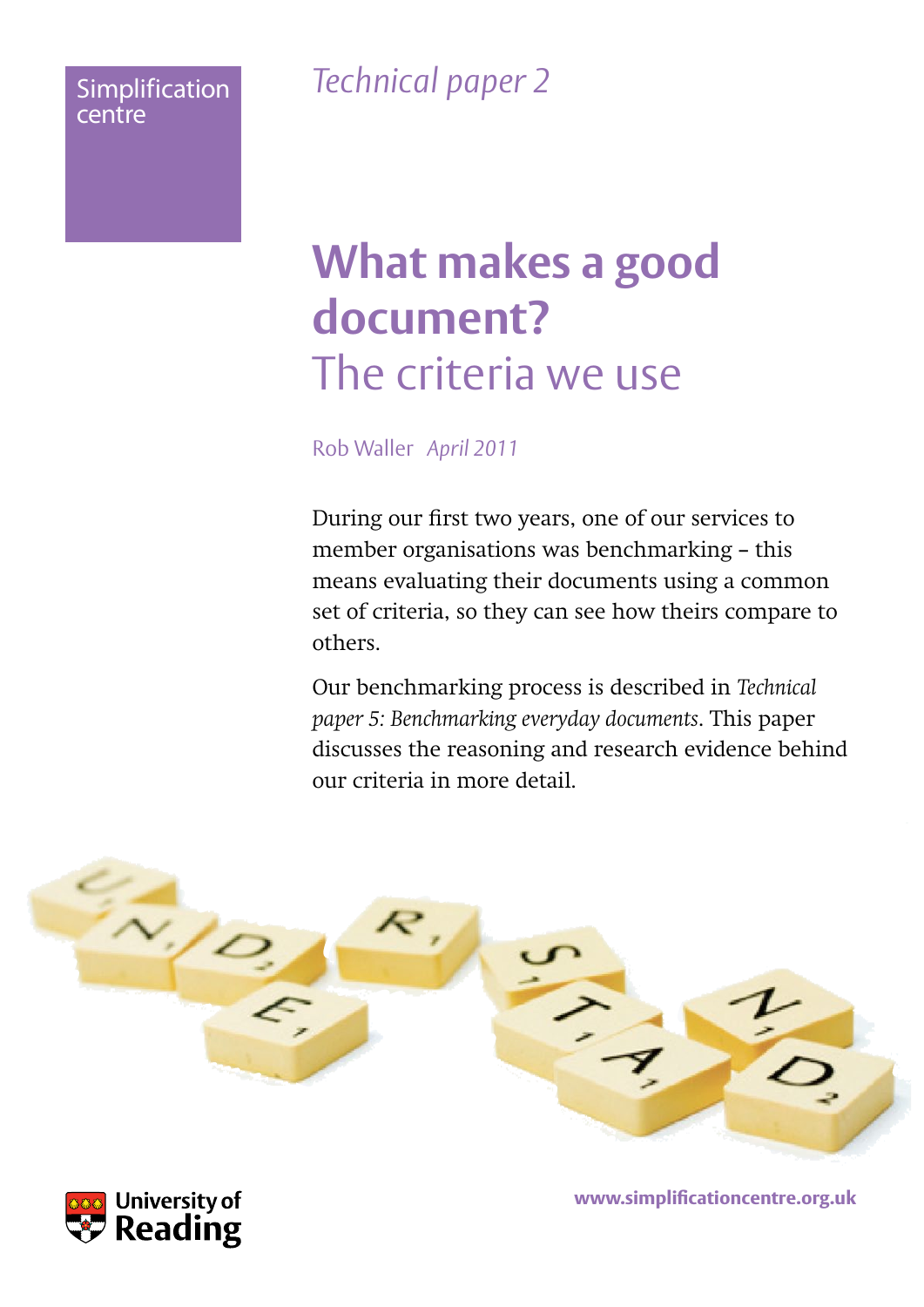Simplification centre

*Technical paper 2*

# What makes a good document?

## The criteria we use

Rob Waller *April 2011*

During our first two years, one of our services to member organisations was benchmarking – this means evaluating their documents using a common set of criteria, so they can see how theirs compare to others.

Our benchmarking process is described in *Technical paper 5: Benchmarking everyday documents*. This paper discusses the reasoning and research evidence behind our criteria in more detail.

University of Reading

www.simplificationcentre.org.uk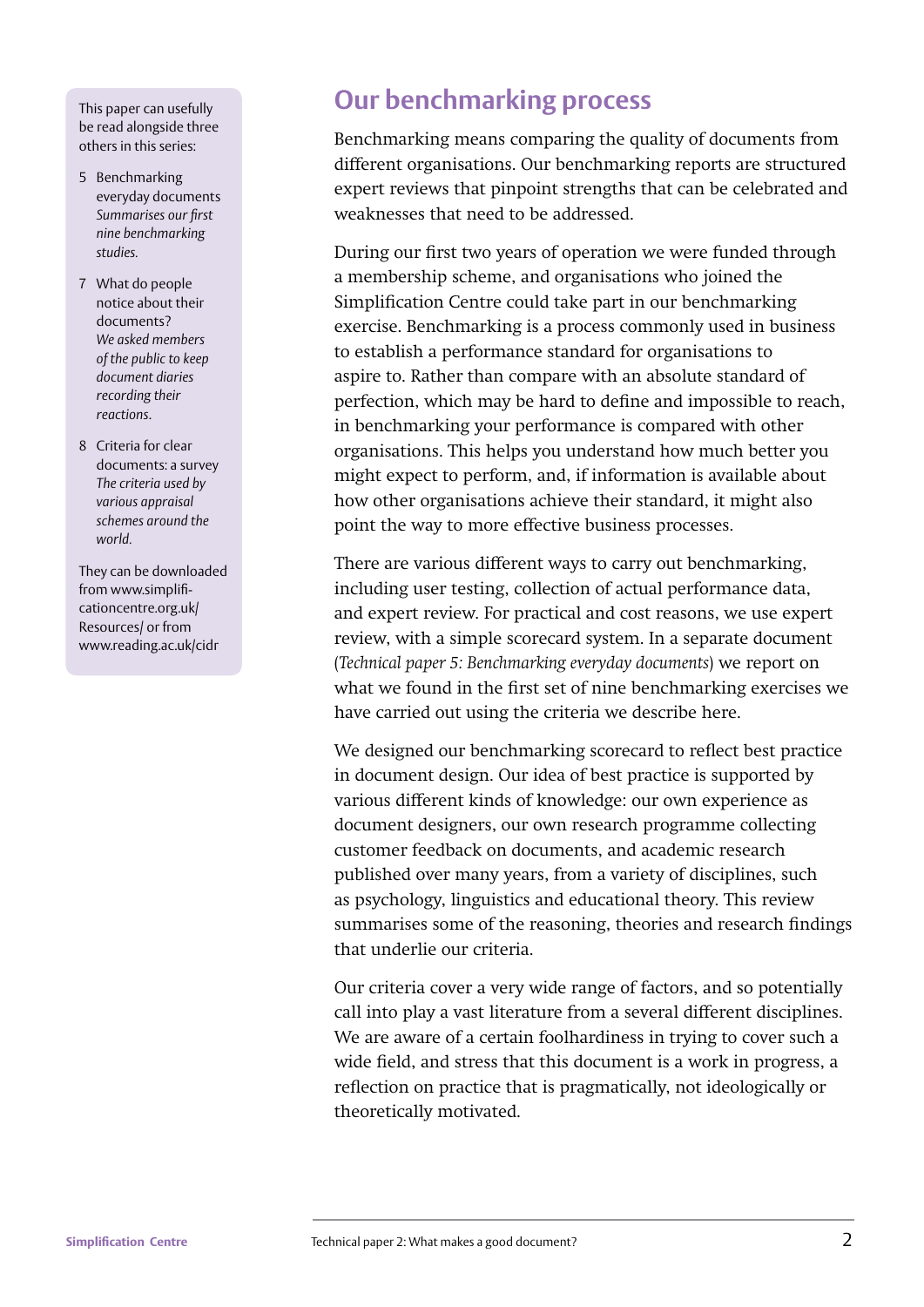This paper can usefully be read alongside three others in this series:

5 Benchmarking everyday documents
*Summarises our first nine benchmarking studies.*

7 What do people notice about their documents?
*We asked members of the public to keep document diaries recording their reactions.*

8 Criteria for clear documents: a survey
*The criteria used by various appraisal schemes around the world.*

They can be downloaded from www.simplificationcentre.org.uk/Resources/ or from www.reading.ac.uk/cidr

## Our benchmarking process

Benchmarking means comparing the quality of documents from different organisations. Our benchmarking reports are structured expert reviews that pinpoint strengths that can be celebrated and weaknesses that need to be addressed.

During our first two years of operation we were funded through a membership scheme, and organisations who joined the Simplification Centre could take part in our benchmarking exercise. Benchmarking is a process commonly used in business to establish a performance standard for organisations to aspire to. Rather than compare with an absolute standard of perfection, which may be hard to define and impossible to reach, in benchmarking your performance is compared with other organisations. This helps you understand how much better you might expect to perform, and, if information is available about how other organisations achieve their standard, it might also point the way to more effective business processes.

There are various different ways to carry out benchmarking, including user testing, collection of actual performance data, and expert review. For practical and cost reasons, we use expert review, with a simple scorecard system. In a separate document (*Technical paper 5: Benchmarking everyday documents*) we report on what we found in the first set of nine benchmarking exercises we have carried out using the criteria we describe here.

We designed our benchmarking scorecard to reflect best practice in document design. Our idea of best practice is supported by various different kinds of knowledge: our own experience as document designers, our own research programme collecting customer feedback on documents, and academic research published over many years, from a variety of disciplines, such as psychology, linguistics and educational theory. This review summarises some of the reasoning, theories and research findings that underlie our criteria.

Our criteria cover a very wide range of factors, and so potentially call into play a vast literature from a several different disciplines. We are aware of a certain foolhardiness in trying to cover such a wide field, and stress that this document is a work in progress, a reflection on practice that is pragmatically, not ideologically or theoretically motivated.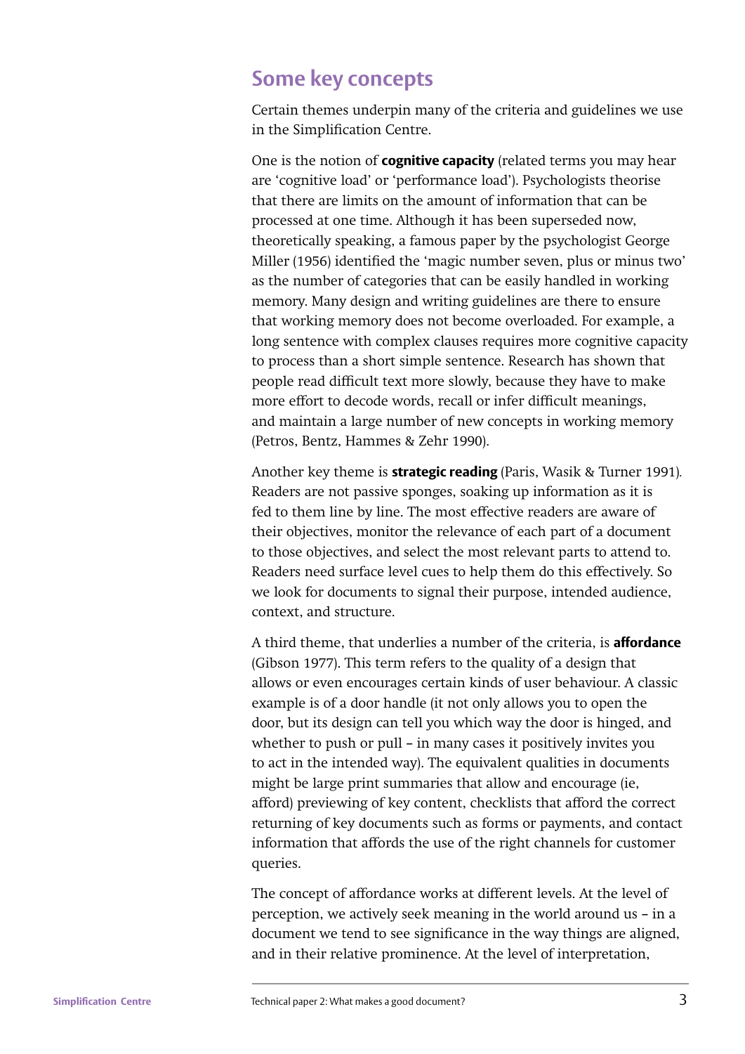## Some key concepts

Certain themes underpin many of the criteria and guidelines we use in the Simplification Centre.

One is the notion of **cognitive capacity** (related terms you may hear are 'cognitive load' or 'performance load'). Psychologists theorise that there are limits on the amount of information that can be processed at one time. Although it has been superseded now, theoretically speaking, a famous paper by the psychologist George Miller (1956) identified the 'magic number seven, plus or minus two' as the number of categories that can be easily handled in working memory. Many design and writing guidelines are there to ensure that working memory does not become overloaded. For example, a long sentence with complex clauses requires more cognitive capacity to process than a short simple sentence. Research has shown that people read difficult text more slowly, because they have to make more effort to decode words, recall or infer difficult meanings, and maintain a large number of new concepts in working memory (Petros, Bentz, Hammes & Zehr 1990).

Another key theme is **strategic reading** (Paris, Wasik & Turner 1991). Readers are not passive sponges, soaking up information as it is fed to them line by line. The most effective readers are aware of their objectives, monitor the relevance of each part of a document to those objectives, and select the most relevant parts to attend to. Readers need surface level cues to help them do this effectively. So we look for documents to signal their purpose, intended audience, context, and structure.

A third theme, that underlies a number of the criteria, is **affordance** (Gibson 1977). This term refers to the quality of a design that allows or even encourages certain kinds of user behaviour. A classic example is of a door handle (it not only allows you to open the door, but its design can tell you which way the door is hinged, and whether to push or pull – in many cases it positively invites you to act in the intended way). The equivalent qualities in documents might be large print summaries that allow and encourage (ie, afford) previewing of key content, checklists that afford the correct returning of key documents such as forms or payments, and contact information that affords the use of the right channels for customer queries.

The concept of affordance works at different levels. At the level of perception, we actively seek meaning in the world around us – in a document we tend to see significance in the way things are aligned, and in their relative prominence. At the level of interpretation,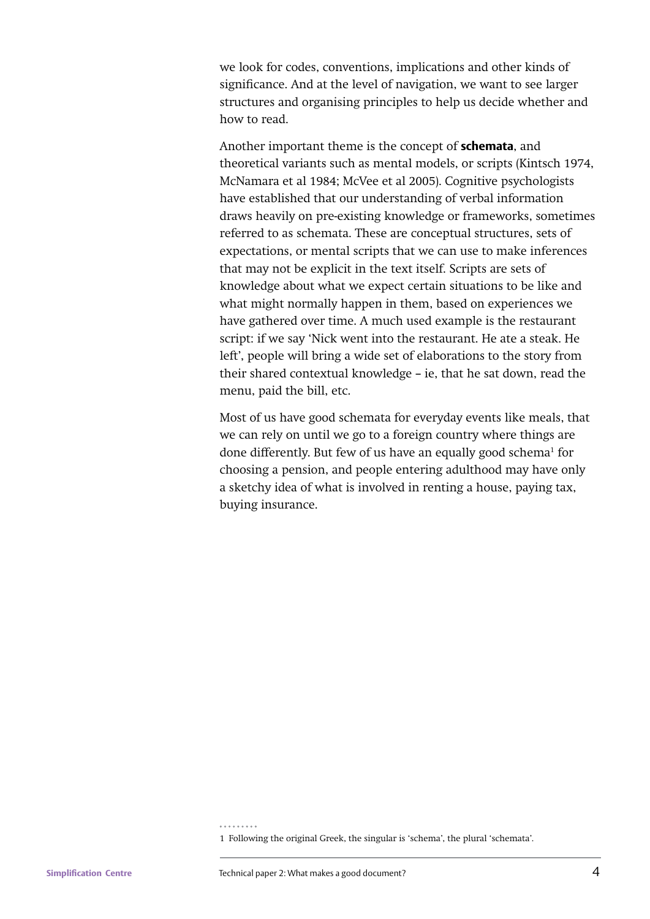we look for codes, conventions, implications and other kinds of significance. And at the level of navigation, we want to see larger structures and organising principles to help us decide whether and how to read.

Another important theme is the concept of **schemata**, and theoretical variants such as mental models, or scripts (Kintsch 1974, McNamara et al 1984; McVee et al 2005). Cognitive psychologists have established that our understanding of verbal information draws heavily on pre-existing knowledge or frameworks, sometimes referred to as schemata. These are conceptual structures, sets of expectations, or mental scripts that we can use to make inferences that may not be explicit in the text itself. Scripts are sets of knowledge about what we expect certain situations to be like and what might normally happen in them, based on experiences we have gathered over time. A much used example is the restaurant script: if we say 'Nick went into the restaurant. He ate a steak. He left', people will bring a wide set of elaborations to the story from their shared contextual knowledge – ie, that he sat down, read the menu, paid the bill, etc.

Most of us have good schemata for everyday events like meals, that we can rely on until we go to a foreign country where things are done differently. But few of us have an equally good schema[1] for choosing a pension, and people entering adulthood may have only a sketchy idea of what is involved in renting a house, paying tax, buying insurance.

---

1 Following the original Greek, the singular is 'schema', the plural 'schemata'.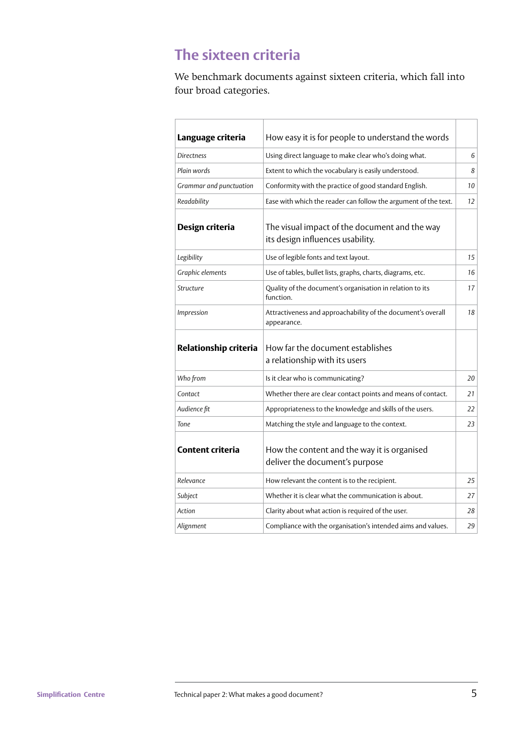# The sixteen criteria

We benchmark documents against sixteen criteria, which fall into four broad categories.

| **Language criteria** | How easy it is for people to understand the words | |
|---|---|---|
| *Directness* | Using direct language to make clear who's doing what. | *6* |
| *Plain words* | Extent to which the vocabulary is easily understood. | *8* |
| *Grammar and punctuation* | Conformity with the practice of good standard English. | *10* |
| *Readability* | Ease with which the reader can follow the argument of the text. | *12* |
| **Design criteria** | The visual impact of the document and the way its design influences usability. | |
| *Legibility* | Use of legible fonts and text layout. | *15* |
| *Graphic elements* | Use of tables, bullet lists, graphs, charts, diagrams, etc. | *16* |
| *Structure* | Quality of the document's organisation in relation to its function. | *17* |
| *Impression* | Attractiveness and approachability of the document's overall appearance. | *18* |
| **Relationship criteria** | How far the document establishes a relationship with its users | |
| *Who from* | Is it clear who is communicating? | *20* |
| *Contact* | Whether there are clear contact points and means of contact. | *21* |
| *Audience fit* | Appropriateness to the knowledge and skills of the users. | *22* |
| *Tone* | Matching the style and language to the context. | *23* |
| **Content criteria** | How the content and the way it is organised deliver the document's purpose | |
| *Relevance* | How relevant the content is to the recipient. | *25* |
| *Subject* | Whether it is clear what the communication is about. | *27* |
| *Action* | Clarity about what action is required of the user. | *28* |
| *Alignment* | Compliance with the organisation's intended aims and values. | *29* |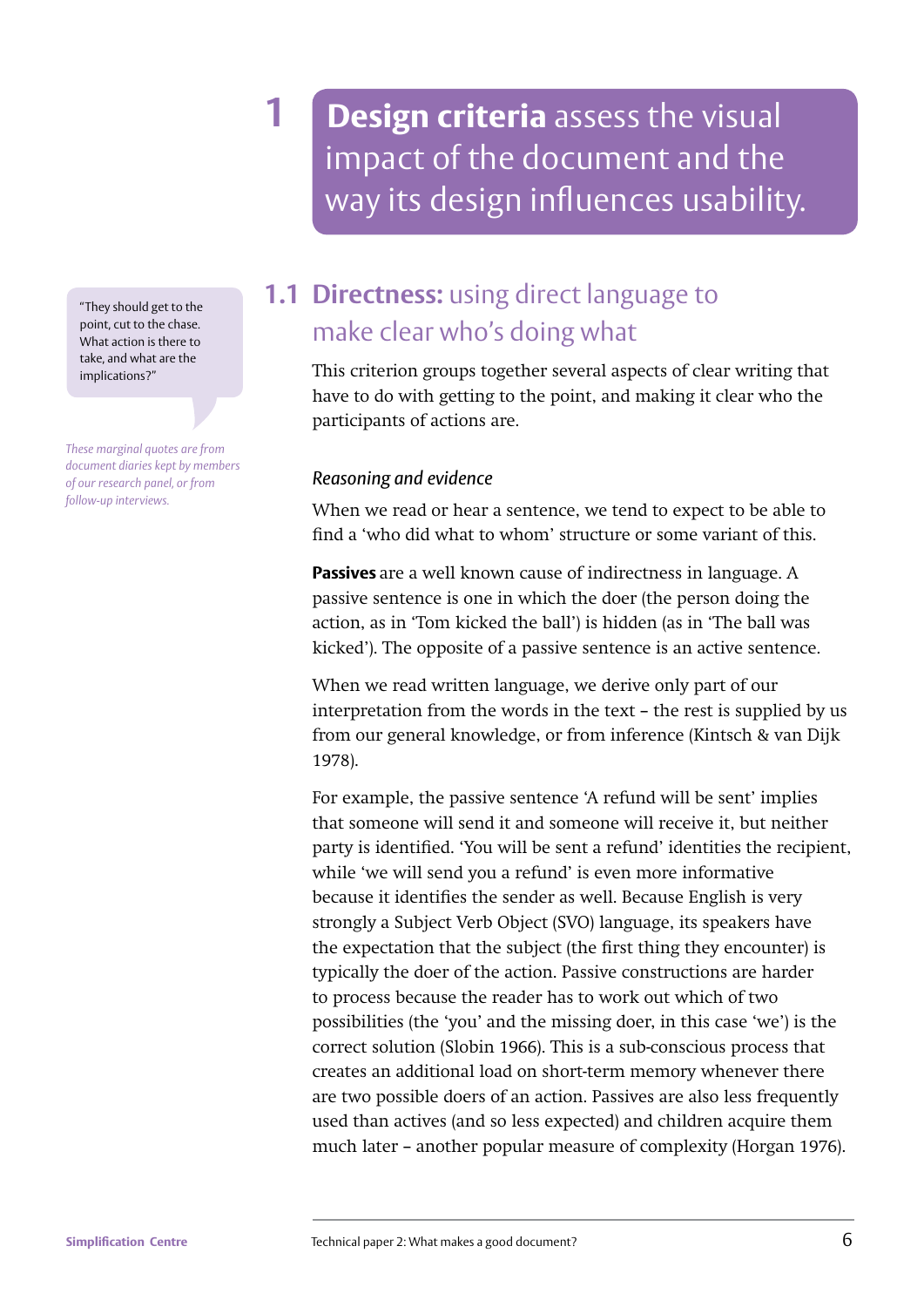# 1 **Design criteria** assess the visual impact of the document and the way its design influences usability.

> "They should get to the point, cut to the chase. What action is there to take, and what are the implications?"

*These marginal quotes are from document diaries kept by members of our research panel, or from follow-up interviews.*

## 1.1 **Directness:** using direct language to make clear who's doing what

This criterion groups together several aspects of clear writing that have to do with getting to the point, and making it clear who the participants of actions are.

### *Reasoning and evidence*

When we read or hear a sentence, we tend to expect to be able to find a 'who did what to whom' structure or some variant of this.

**Passives** are a well known cause of indirectness in language. A passive sentence is one in which the doer (the person doing the action, as in 'Tom kicked the ball') is hidden (as in 'The ball was kicked'). The opposite of a passive sentence is an active sentence.

When we read written language, we derive only part of our interpretation from the words in the text – the rest is supplied by us from our general knowledge, or from inference (Kintsch & van Dijk 1978).

For example, the passive sentence 'A refund will be sent' implies that someone will send it and someone will receive it, but neither party is identified. 'You will be sent a refund' identities the recipient, while 'we will send you a refund' is even more informative because it identifies the sender as well. Because English is very strongly a Subject Verb Object (SVO) language, its speakers have the expectation that the subject (the first thing they encounter) is typically the doer of the action. Passive constructions are harder to process because the reader has to work out which of two possibilities (the 'you' and the missing doer, in this case 'we') is the correct solution (Slobin 1966). This is a sub-conscious process that creates an additional load on short-term memory whenever there are two possible doers of an action. Passives are also less frequently used than actives (and so less expected) and children acquire them much later – another popular measure of complexity (Horgan 1976).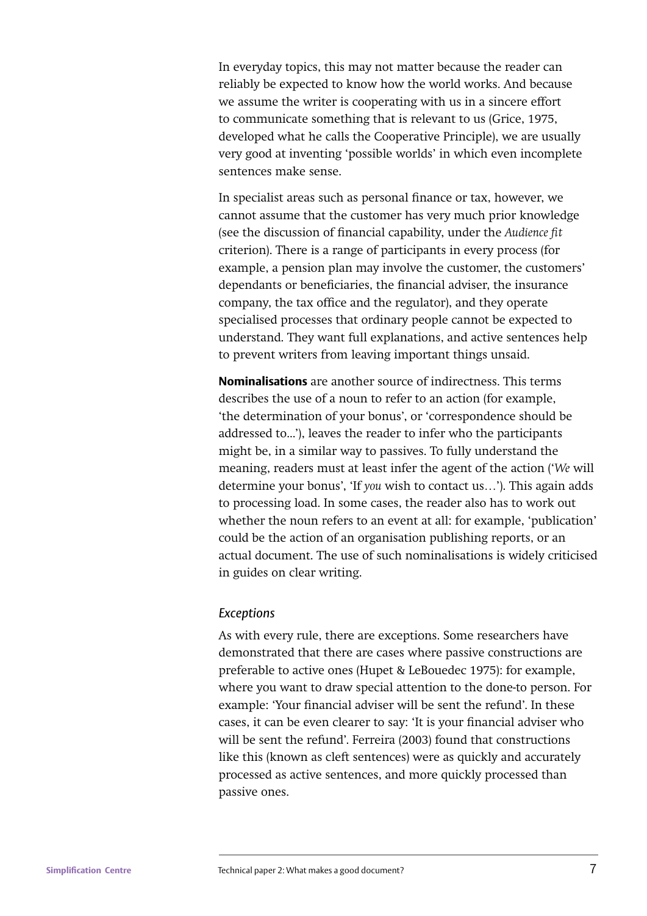In everyday topics, this may not matter because the reader can reliably be expected to know how the world works. And because we assume the writer is cooperating with us in a sincere effort to communicate something that is relevant to us (Grice, 1975, developed what he calls the Cooperative Principle), we are usually very good at inventing 'possible worlds' in which even incomplete sentences make sense.

In specialist areas such as personal finance or tax, however, we cannot assume that the customer has very much prior knowledge (see the discussion of financial capability, under the *Audience fit* criterion). There is a range of participants in every process (for example, a pension plan may involve the customer, the customers' dependants or beneficiaries, the financial adviser, the insurance company, the tax office and the regulator), and they operate specialised processes that ordinary people cannot be expected to understand. They want full explanations, and active sentences help to prevent writers from leaving important things unsaid.

**Nominalisations** are another source of indirectness. This terms describes the use of a noun to refer to an action (for example, 'the determination of your bonus', or 'correspondence should be addressed to...'), leaves the reader to infer who the participants might be, in a similar way to passives. To fully understand the meaning, readers must at least infer the agent of the action ('*We* will determine your bonus', 'If *you* wish to contact us…'). This again adds to processing load. In some cases, the reader also has to work out whether the noun refers to an event at all: for example, 'publication' could be the action of an organisation publishing reports, or an actual document. The use of such nominalisations is widely criticised in guides on clear writing.

### *Exceptions*

As with every rule, there are exceptions. Some researchers have demonstrated that there are cases where passive constructions are preferable to active ones (Hupet & LeBouedec 1975): for example, where you want to draw special attention to the done-to person. For example: 'Your financial adviser will be sent the refund'. In these cases, it can be even clearer to say: 'It is your financial adviser who will be sent the refund'. Ferreira (2003) found that constructions like this (known as cleft sentences) were as quickly and accurately processed as active sentences, and more quickly processed than passive ones.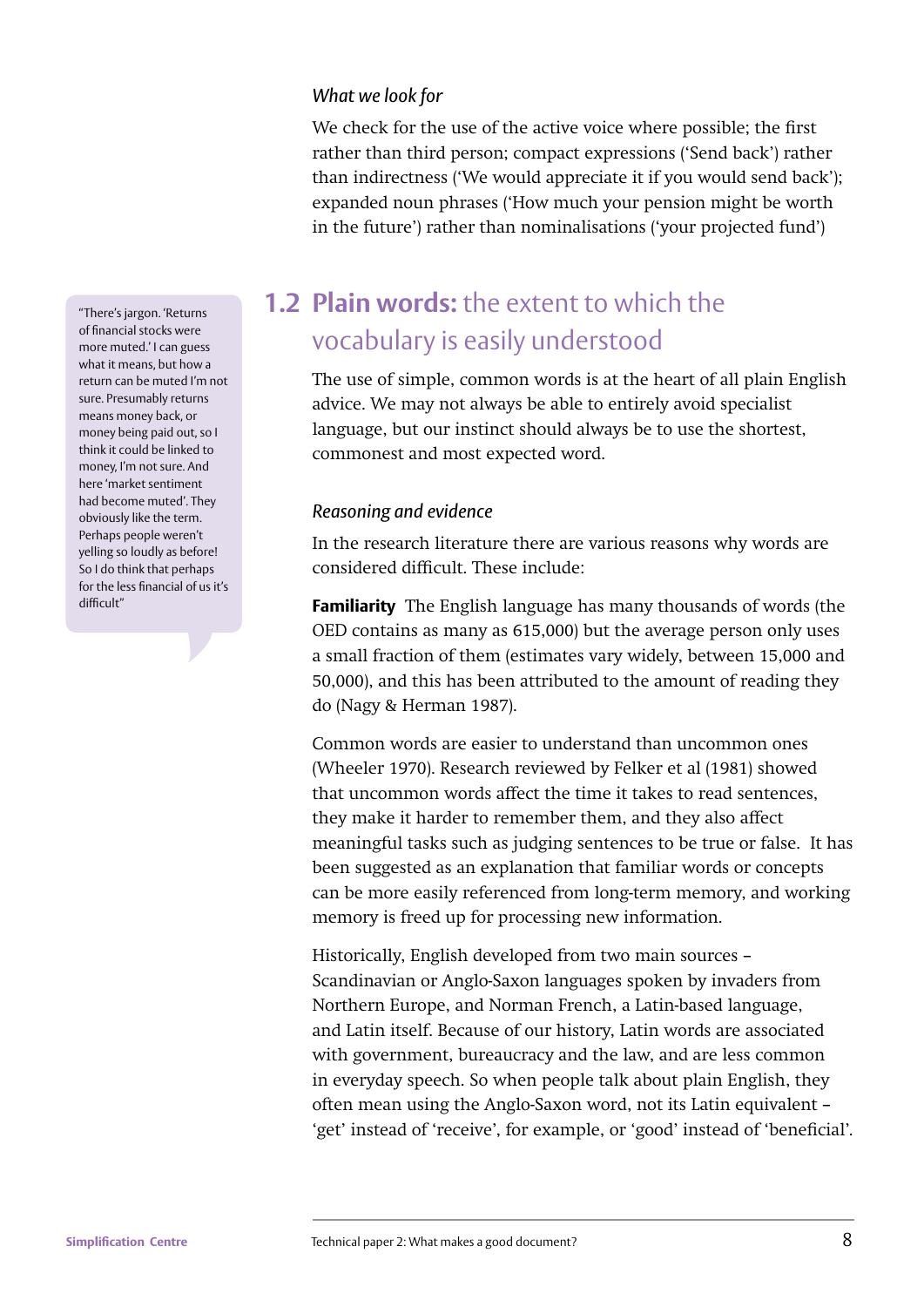*What we look for*

We check for the use of the active voice where possible; the first rather than third person; compact expressions ('Send back') rather than indirectness ('We would appreciate it if you would send back'); expanded noun phrases ('How much your pension might be worth in the future') rather than nominalisations ('your projected fund')

## 1.2 **Plain words:** the extent to which the vocabulary is easily understood

> "There's jargon. 'Returns of financial stocks were more muted.' I can guess what it means, but how a return can be muted I'm not sure. Presumably returns means money back, or money being paid out, so I think it could be linked to money, I'm not sure. And here 'market sentiment had become muted'. They obviously like the term. Perhaps people weren't yelling so loudly as before! So I do think that perhaps for the less financial of us it's difficult"

The use of simple, common words is at the heart of all plain English advice. We may not always be able to entirely avoid specialist language, but our instinct should always be to use the shortest, commonest and most expected word.

*Reasoning and evidence*

In the research literature there are various reasons why words are considered difficult. These include:

**Familiarity** The English language has many thousands of words (the OED contains as many as 615,000) but the average person only uses a small fraction of them (estimates vary widely, between 15,000 and 50,000), and this has been attributed to the amount of reading they do (Nagy & Herman 1987).

Common words are easier to understand than uncommon ones (Wheeler 1970). Research reviewed by Felker et al (1981) showed that uncommon words affect the time it takes to read sentences, they make it harder to remember them, and they also affect meaningful tasks such as judging sentences to be true or false. It has been suggested as an explanation that familiar words or concepts can be more easily referenced from long-term memory, and working memory is freed up for processing new information.

Historically, English developed from two main sources – Scandinavian or Anglo-Saxon languages spoken by invaders from Northern Europe, and Norman French, a Latin-based language, and Latin itself. Because of our history, Latin words are associated with government, bureaucracy and the law, and are less common in everyday speech. So when people talk about plain English, they often mean using the Anglo-Saxon word, not its Latin equivalent – 'get' instead of 'receive', for example, or 'good' instead of 'beneficial'.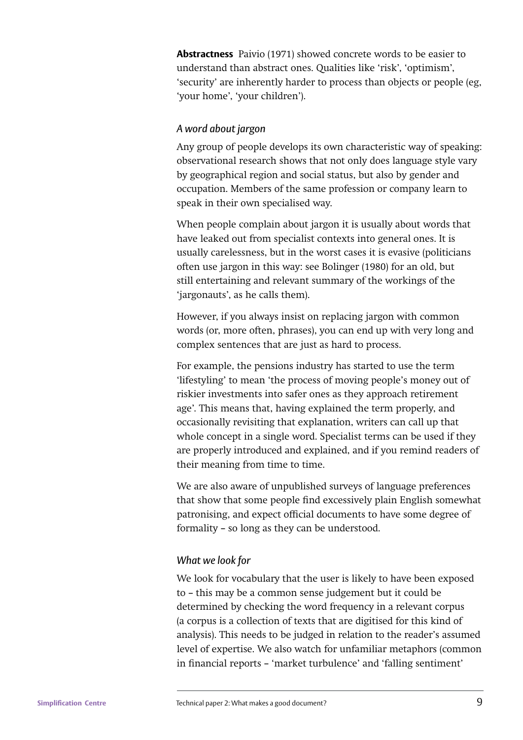**Abstractness** Paivio (1971) showed concrete words to be easier to understand than abstract ones. Qualities like 'risk', 'optimism', 'security' are inherently harder to process than objects or people (eg, 'your home', 'your children').

### *A word about jargon*

Any group of people develops its own characteristic way of speaking: observational research shows that not only does language style vary by geographical region and social status, but also by gender and occupation. Members of the same profession or company learn to speak in their own specialised way.

When people complain about jargon it is usually about words that have leaked out from specialist contexts into general ones. It is usually carelessness, but in the worst cases it is evasive (politicians often use jargon in this way: see Bolinger (1980) for an old, but still entertaining and relevant summary of the workings of the 'jargonauts', as he calls them).

However, if you always insist on replacing jargon with common words (or, more often, phrases), you can end up with very long and complex sentences that are just as hard to process.

For example, the pensions industry has started to use the term 'lifestyling' to mean 'the process of moving people's money out of riskier investments into safer ones as they approach retirement age'. This means that, having explained the term properly, and occasionally revisiting that explanation, writers can call up that whole concept in a single word. Specialist terms can be used if they are properly introduced and explained, and if you remind readers of their meaning from time to time.

We are also aware of unpublished surveys of language preferences that show that some people find excessively plain English somewhat patronising, and expect official documents to have some degree of formality – so long as they can be understood.

### *What we look for*

We look for vocabulary that the user is likely to have been exposed to – this may be a common sense judgement but it could be determined by checking the word frequency in a relevant corpus (a corpus is a collection of texts that are digitised for this kind of analysis). This needs to be judged in relation to the reader's assumed level of expertise. We also watch for unfamiliar metaphors (common in financial reports – 'market turbulence' and 'falling sentiment'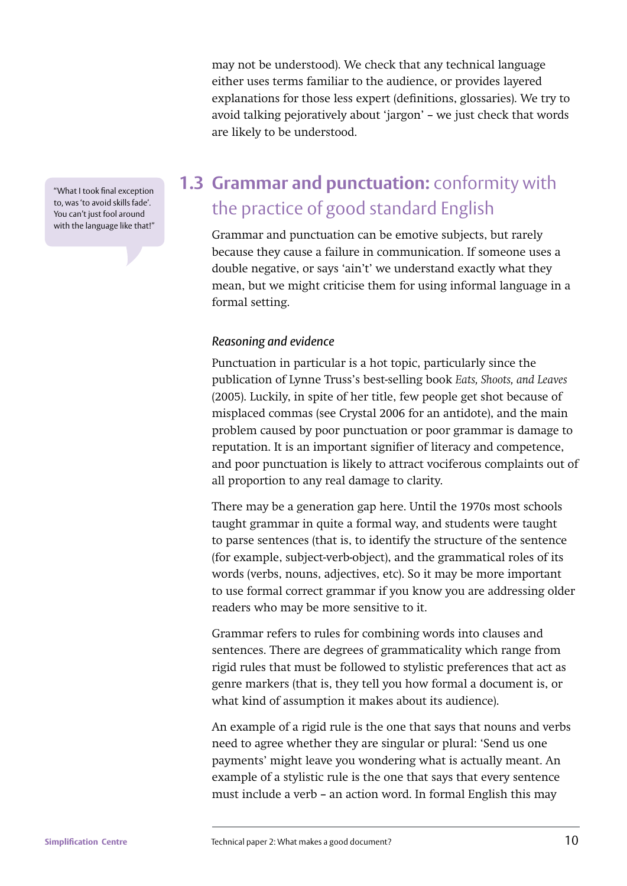may not be understood). We check that any technical language either uses terms familiar to the audience, or provides layered explanations for those less expert (definitions, glossaries). We try to avoid talking pejoratively about 'jargon' – we just check that words are likely to be understood.

> "What I took final exception to, was 'to avoid skills fade'. You can't just fool around with the language like that!"

## 1.3 **Grammar and punctuation:** conformity with the practice of good standard English

Grammar and punctuation can be emotive subjects, but rarely because they cause a failure in communication. If someone uses a double negative, or says 'ain't' we understand exactly what they mean, but we might criticise them for using informal language in a formal setting.

### *Reasoning and evidence*

Punctuation in particular is a hot topic, particularly since the publication of Lynne Truss's best-selling book *Eats, Shoots, and Leaves* (2005). Luckily, in spite of her title, few people get shot because of misplaced commas (see Crystal 2006 for an antidote), and the main problem caused by poor punctuation or poor grammar is damage to reputation. It is an important signifier of literacy and competence, and poor punctuation is likely to attract vociferous complaints out of all proportion to any real damage to clarity.

There may be a generation gap here. Until the 1970s most schools taught grammar in quite a formal way, and students were taught to parse sentences (that is, to identify the structure of the sentence (for example, subject-verb-object), and the grammatical roles of its words (verbs, nouns, adjectives, etc). So it may be more important to use formal correct grammar if you know you are addressing older readers who may be more sensitive to it.

Grammar refers to rules for combining words into clauses and sentences. There are degrees of grammaticality which range from rigid rules that must be followed to stylistic preferences that act as genre markers (that is, they tell you how formal a document is, or what kind of assumption it makes about its audience).

An example of a rigid rule is the one that says that nouns and verbs need to agree whether they are singular or plural: 'Send us one payments' might leave you wondering what is actually meant. An example of a stylistic rule is the one that says that every sentence must include a verb – an action word. In formal English this may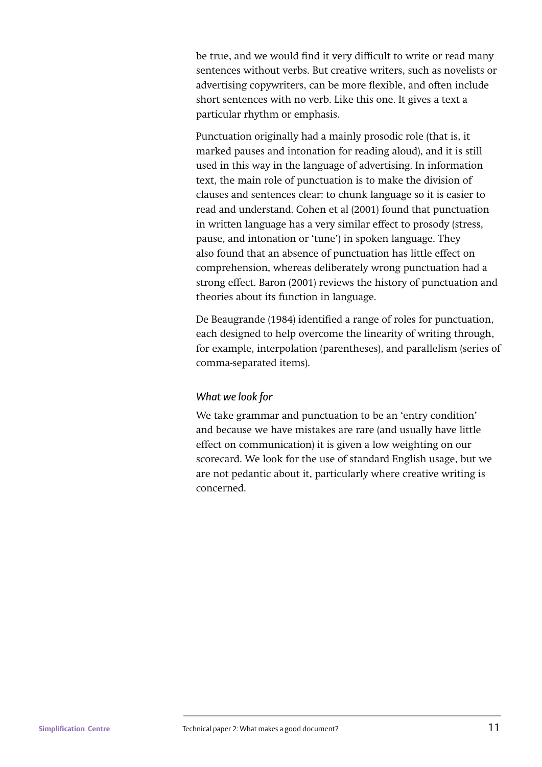be true, and we would find it very difficult to write or read many sentences without verbs. But creative writers, such as novelists or advertising copywriters, can be more flexible, and often include short sentences with no verb. Like this one. It gives a text a particular rhythm or emphasis.

Punctuation originally had a mainly prosodic role (that is, it marked pauses and intonation for reading aloud), and it is still used in this way in the language of advertising. In information text, the main role of punctuation is to make the division of clauses and sentences clear: to chunk language so it is easier to read and understand. Cohen et al (2001) found that punctuation in written language has a very similar effect to prosody (stress, pause, and intonation or 'tune') in spoken language. They also found that an absence of punctuation has little effect on comprehension, whereas deliberately wrong punctuation had a strong effect. Baron (2001) reviews the history of punctuation and theories about its function in language.

De Beaugrande (1984) identified a range of roles for punctuation, each designed to help overcome the linearity of writing through, for example, interpolation (parentheses), and parallelism (series of comma-separated items).

#### *What we look for*

We take grammar and punctuation to be an 'entry condition' and because we have mistakes are rare (and usually have little effect on communication) it is given a low weighting on our scorecard. We look for the use of standard English usage, but we are not pedantic about it, particularly where creative writing is concerned.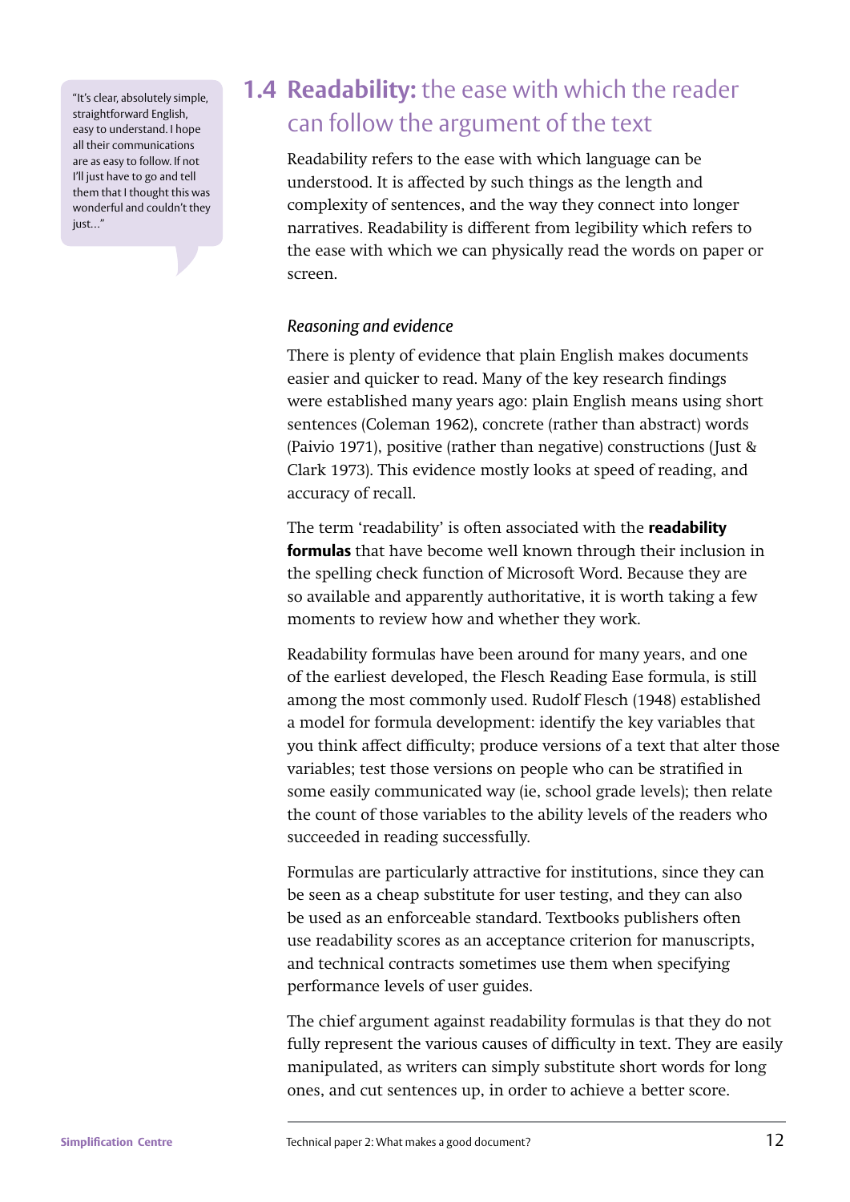> "It's clear, absolutely simple, straightforward English, easy to understand. I hope all their communications are as easy to follow. If not I'll just have to go and tell them that I thought this was wonderful and couldn't they just…"

## 1.4 **Readability:** the ease with which the reader can follow the argument of the text

Readability refers to the ease with which language can be understood. It is affected by such things as the length and complexity of sentences, and the way they connect into longer narratives. Readability is different from legibility which refers to the ease with which we can physically read the words on paper or screen.

*Reasoning and evidence*

There is plenty of evidence that plain English makes documents easier and quicker to read. Many of the key research findings were established many years ago: plain English means using short sentences (Coleman 1962), concrete (rather than abstract) words (Paivio 1971), positive (rather than negative) constructions (Just & Clark 1973). This evidence mostly looks at speed of reading, and accuracy of recall.

The term 'readability' is often associated with the **readability formulas** that have become well known through their inclusion in the spelling check function of Microsoft Word. Because they are so available and apparently authoritative, it is worth taking a few moments to review how and whether they work.

Readability formulas have been around for many years, and one of the earliest developed, the Flesch Reading Ease formula, is still among the most commonly used. Rudolf Flesch (1948) established a model for formula development: identify the key variables that you think affect difficulty; produce versions of a text that alter those variables; test those versions on people who can be stratified in some easily communicated way (ie, school grade levels); then relate the count of those variables to the ability levels of the readers who succeeded in reading successfully.

Formulas are particularly attractive for institutions, since they can be seen as a cheap substitute for user testing, and they can also be used as an enforceable standard. Textbooks publishers often use readability scores as an acceptance criterion for manuscripts, and technical contracts sometimes use them when specifying performance levels of user guides.

The chief argument against readability formulas is that they do not fully represent the various causes of difficulty in text. They are easily manipulated, as writers can simply substitute short words for long ones, and cut sentences up, in order to achieve a better score.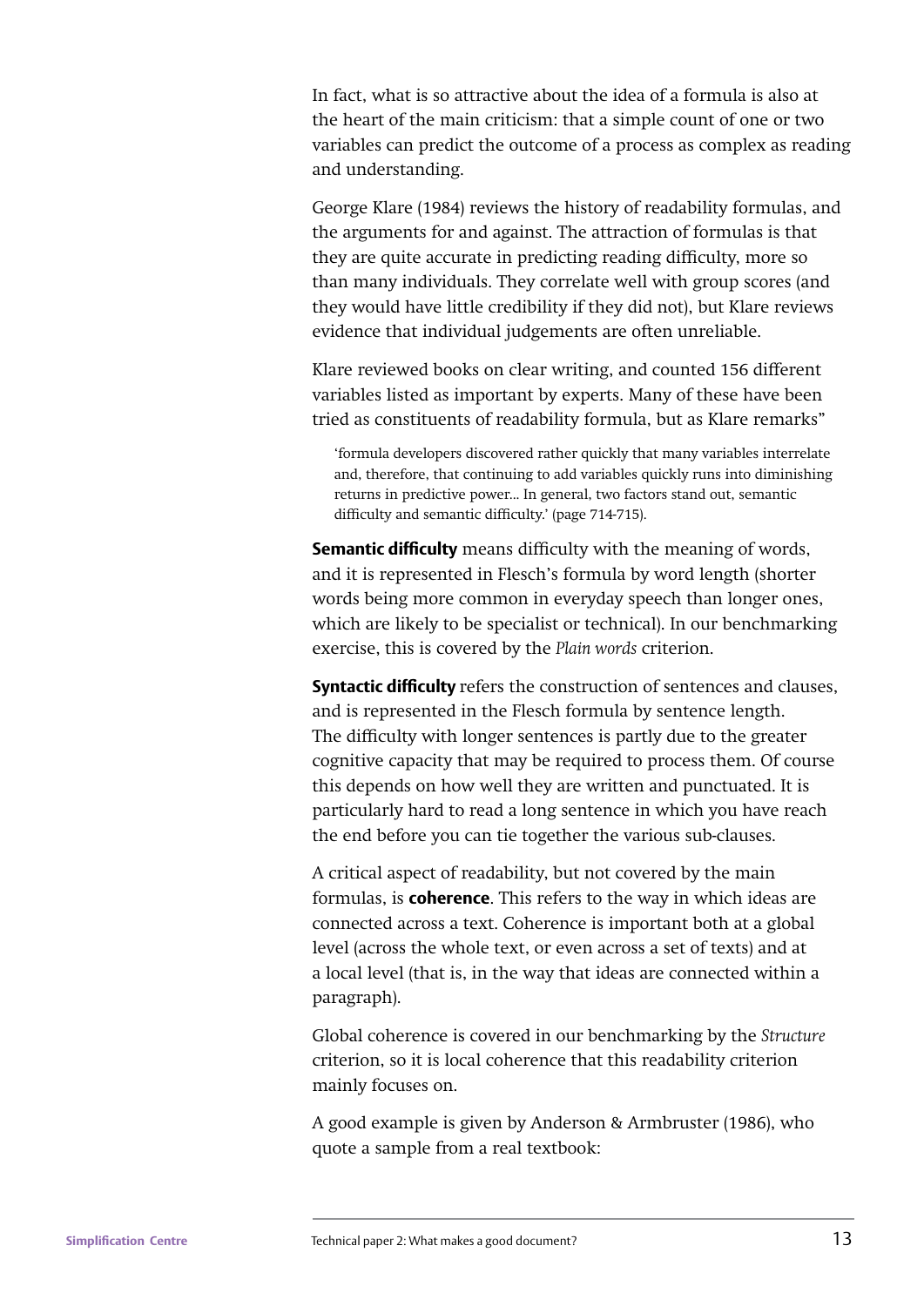In fact, what is so attractive about the idea of a formula is also at the heart of the main criticism: that a simple count of one or two variables can predict the outcome of a process as complex as reading and understanding.

George Klare (1984) reviews the history of readability formulas, and the arguments for and against. The attraction of formulas is that they are quite accurate in predicting reading difficulty, more so than many individuals. They correlate well with group scores (and they would have little credibility if they did not), but Klare reviews evidence that individual judgements are often unreliable.

Klare reviewed books on clear writing, and counted 156 different variables listed as important by experts. Many of these have been tried as constituents of readability formula, but as Klare remarks"

> 'formula developers discovered rather quickly that many variables interrelate and, therefore, that continuing to add variables quickly runs into diminishing returns in predictive power... In general, two factors stand out, semantic difficulty and semantic difficulty.' (page 714-715).

**Semantic difficulty** means difficulty with the meaning of words, and it is represented in Flesch's formula by word length (shorter words being more common in everyday speech than longer ones, which are likely to be specialist or technical). In our benchmarking exercise, this is covered by the *Plain words* criterion.

**Syntactic difficulty** refers the construction of sentences and clauses, and is represented in the Flesch formula by sentence length. The difficulty with longer sentences is partly due to the greater cognitive capacity that may be required to process them. Of course this depends on how well they are written and punctuated. It is particularly hard to read a long sentence in which you have reach the end before you can tie together the various sub-clauses.

A critical aspect of readability, but not covered by the main formulas, is **coherence**. This refers to the way in which ideas are connected across a text. Coherence is important both at a global level (across the whole text, or even across a set of texts) and at a local level (that is, in the way that ideas are connected within a paragraph).

Global coherence is covered in our benchmarking by the *Structure* criterion, so it is local coherence that this readability criterion mainly focuses on.

A good example is given by Anderson & Armbruster (1986), who quote a sample from a real textbook: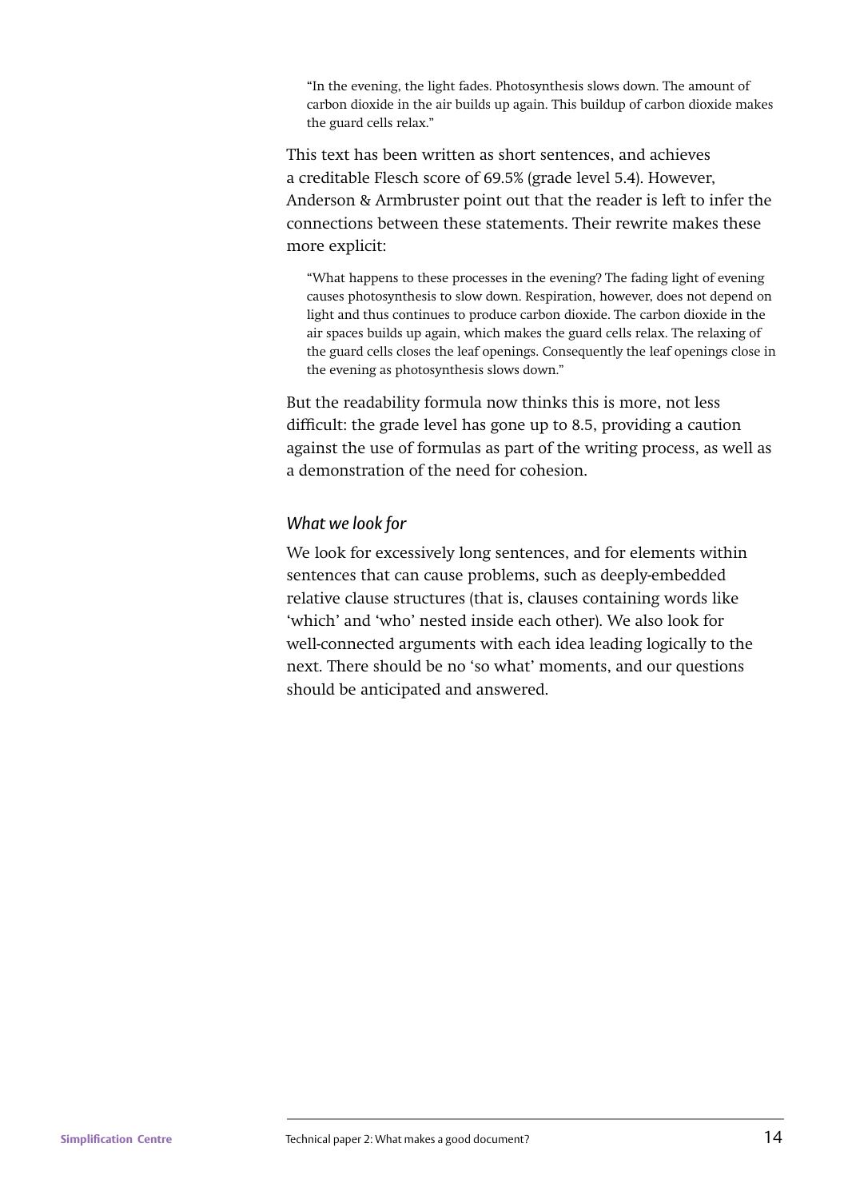> "In the evening, the light fades. Photosynthesis slows down. The amount of carbon dioxide in the air builds up again. This buildup of carbon dioxide makes the guard cells relax."

This text has been written as short sentences, and achieves a creditable Flesch score of 69.5% (grade level 5.4). However, Anderson & Armbruster point out that the reader is left to infer the connections between these statements. Their rewrite makes these more explicit:

> "What happens to these processes in the evening? The fading light of evening causes photosynthesis to slow down. Respiration, however, does not depend on light and thus continues to produce carbon dioxide. The carbon dioxide in the air spaces builds up again, which makes the guard cells relax. The relaxing of the guard cells closes the leaf openings. Consequently the leaf openings close in the evening as photosynthesis slows down."

But the readability formula now thinks this is more, not less difficult: the grade level has gone up to 8.5, providing a caution against the use of formulas as part of the writing process, as well as a demonstration of the need for cohesion.

*What we look for*

We look for excessively long sentences, and for elements within sentences that can cause problems, such as deeply-embedded relative clause structures (that is, clauses containing words like 'which' and 'who' nested inside each other). We also look for well-connected arguments with each idea leading logically to the next. There should be no 'so what' moments, and our questions should be anticipated and answered.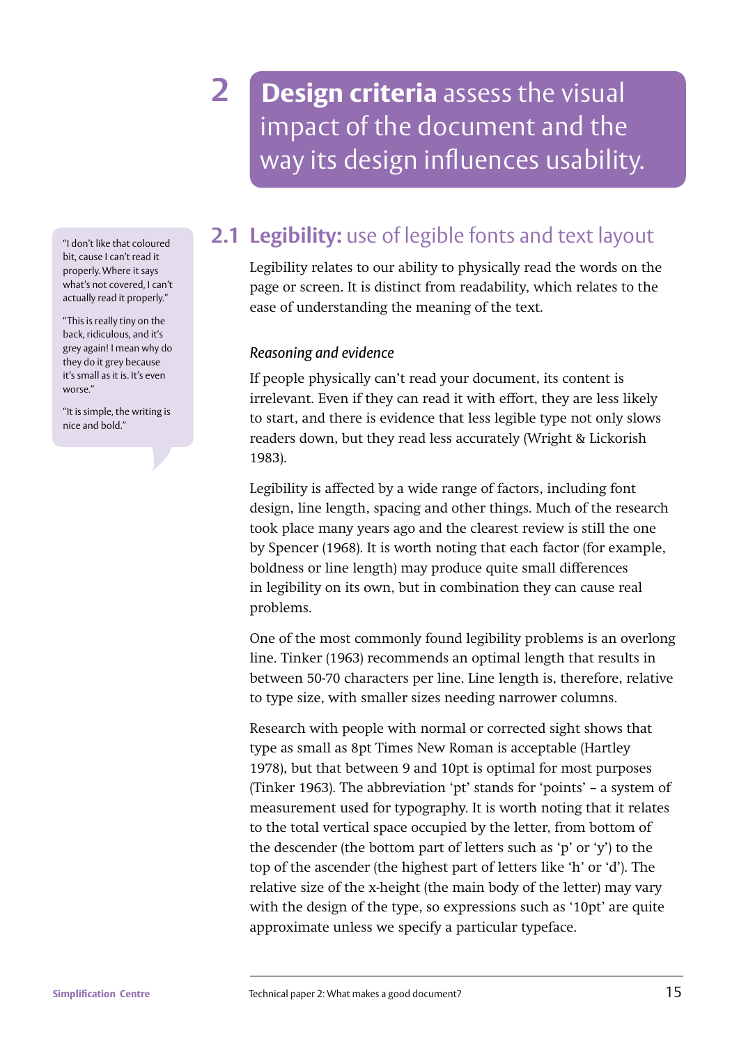# 2 **Design criteria** assess the visual impact of the document and the way its design influences usability.

“I don’t like that coloured bit, cause I can’t read it properly. Where it says what’s not covered, I can’t actually read it properly.”

“This is really tiny on the back, ridiculous, and it’s grey again! I mean why do they do it grey because it’s small as it is. It’s even worse.”

“It is simple, the writing is nice and bold.”

## 2.1 **Legibility:** use of legible fonts and text layout

Legibility relates to our ability to physically read the words on the page or screen. It is distinct from readability, which relates to the ease of understanding the meaning of the text.

*Reasoning and evidence*

If people physically can’t read your document, its content is irrelevant. Even if they can read it with effort, they are less likely to start, and there is evidence that less legible type not only slows readers down, but they read less accurately (Wright & Lickorish 1983).

Legibility is affected by a wide range of factors, including font design, line length, spacing and other things. Much of the research took place many years ago and the clearest review is still the one by Spencer (1968). It is worth noting that each factor (for example, boldness or line length) may produce quite small differences in legibility on its own, but in combination they can cause real problems.

One of the most commonly found legibility problems is an overlong line. Tinker (1963) recommends an optimal length that results in between 50-70 characters per line. Line length is, therefore, relative to type size, with smaller sizes needing narrower columns.

Research with people with normal or corrected sight shows that type as small as 8pt Times New Roman is acceptable (Hartley 1978), but that between 9 and 10pt is optimal for most purposes (Tinker 1963). The abbreviation ‘pt’ stands for ‘points’ – a system of measurement used for typography. It is worth noting that it relates to the total vertical space occupied by the letter, from bottom of the descender (the bottom part of letters such as ‘p’ or ‘y’) to the top of the ascender (the highest part of letters like ‘h’ or ‘d’). The relative size of the x-height (the main body of the letter) may vary with the design of the type, so expressions such as ‘10pt’ are quite approximate unless we specify a particular typeface.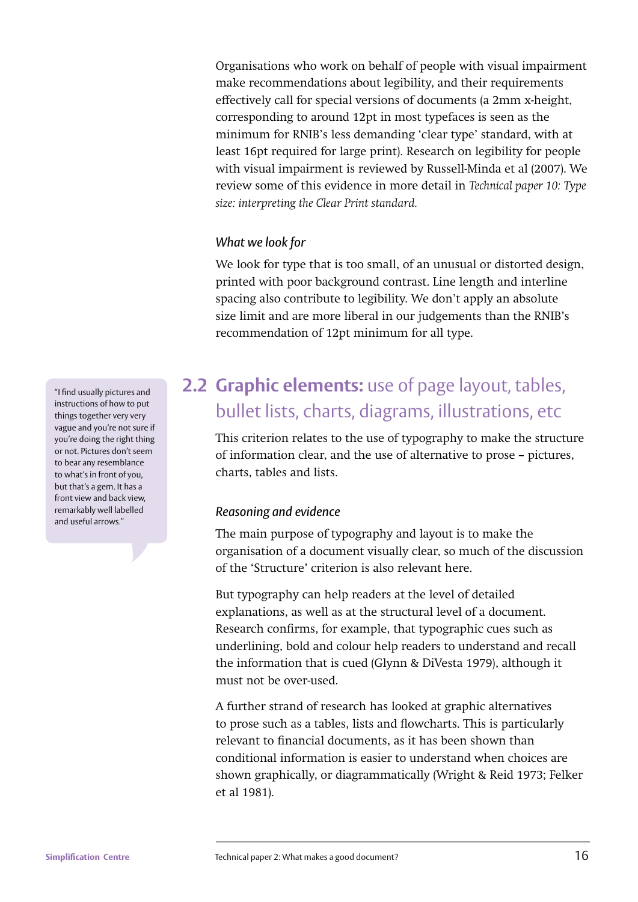Organisations who work on behalf of people with visual impairment make recommendations about legibility, and their requirements effectively call for special versions of documents (a 2mm x-height, corresponding to around 12pt in most typefaces is seen as the minimum for RNIB's less demanding 'clear type' standard, with at least 16pt required for large print). Research on legibility for people with visual impairment is reviewed by Russell-Minda et al (2007). We review some of this evidence in more detail in *Technical paper 10: Type size: interpreting the Clear Print standard.*

### *What we look for*

We look for type that is too small, of an unusual or distorted design, printed with poor background contrast. Line length and interline spacing also contribute to legibility. We don't apply an absolute size limit and are more liberal in our judgements than the RNIB's recommendation of 12pt minimum for all type.

> "I find usually pictures and instructions of how to put things together very very vague and you're not sure if you're doing the right thing or not. Pictures don't seem to bear any resemblance to what's in front of you, but that's a gem. It has a front view and back view, remarkably well labelled and useful arrows."

## 2.2 Graphic elements: use of page layout, tables, bullet lists, charts, diagrams, illustrations, etc

This criterion relates to the use of typography to make the structure of information clear, and the use of alternative to prose – pictures, charts, tables and lists.

### *Reasoning and evidence*

The main purpose of typography and layout is to make the organisation of a document visually clear, so much of the discussion of the 'Structure' criterion is also relevant here.

But typography can help readers at the level of detailed explanations, as well as at the structural level of a document. Research confirms, for example, that typographic cues such as underlining, bold and colour help readers to understand and recall the information that is cued (Glynn & DiVesta 1979), although it must not be over-used.

A further strand of research has looked at graphic alternatives to prose such as a tables, lists and flowcharts. This is particularly relevant to financial documents, as it has been shown than conditional information is easier to understand when choices are shown graphically, or diagrammatically (Wright & Reid 1973; Felker et al 1981).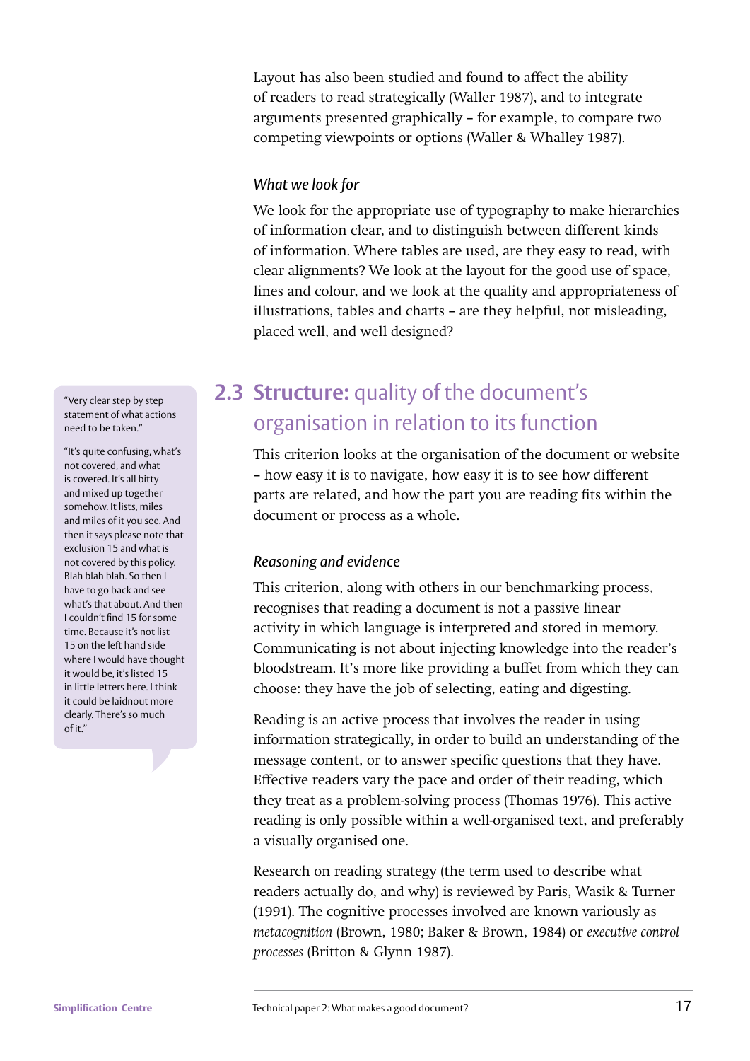Layout has also been studied and found to affect the ability of readers to read strategically (Waller 1987), and to integrate arguments presented graphically – for example, to compare two competing viewpoints or options (Waller & Whalley 1987).

### *What we look for*

We look for the appropriate use of typography to make hierarchies of information clear, and to distinguish between different kinds of information. Where tables are used, are they easy to read, with clear alignments? We look at the layout for the good use of space, lines and colour, and we look at the quality and appropriateness of illustrations, tables and charts – are they helpful, not misleading, placed well, and well designed?

## 2.3 **Structure:** quality of the document's organisation in relation to its function

> "Very clear step by step statement of what actions need to be taken."
>
> "It's quite confusing, what's not covered, and what is covered. It's all bitty and mixed up together somehow. It lists, miles and miles of it you see. And then it says please note that exclusion 15 and what is not covered by this policy. Blah blah blah. So then I have to go back and see what's that about. And then I couldn't find 15 for some time. Because it's not list 15 on the left hand side where I would have thought it would be, it's listed 15 in little letters here. I think it could be laidnout more clearly. There's so much of it."

This criterion looks at the organisation of the document or website – how easy it is to navigate, how easy it is to see how different parts are related, and how the part you are reading fits within the document or process as a whole.

### *Reasoning and evidence*

This criterion, along with others in our benchmarking process, recognises that reading a document is not a passive linear activity in which language is interpreted and stored in memory. Communicating is not about injecting knowledge into the reader's bloodstream. It's more like providing a buffet from which they can choose: they have the job of selecting, eating and digesting.

Reading is an active process that involves the reader in using information strategically, in order to build an understanding of the message content, or to answer specific questions that they have. Effective readers vary the pace and order of their reading, which they treat as a problem-solving process (Thomas 1976). This active reading is only possible within a well-organised text, and preferably a visually organised one.

Research on reading strategy (the term used to describe what readers actually do, and why) is reviewed by Paris, Wasik & Turner (1991). The cognitive processes involved are known variously as *metacognition* (Brown, 1980; Baker & Brown, 1984) or *executive control processes* (Britton & Glynn 1987).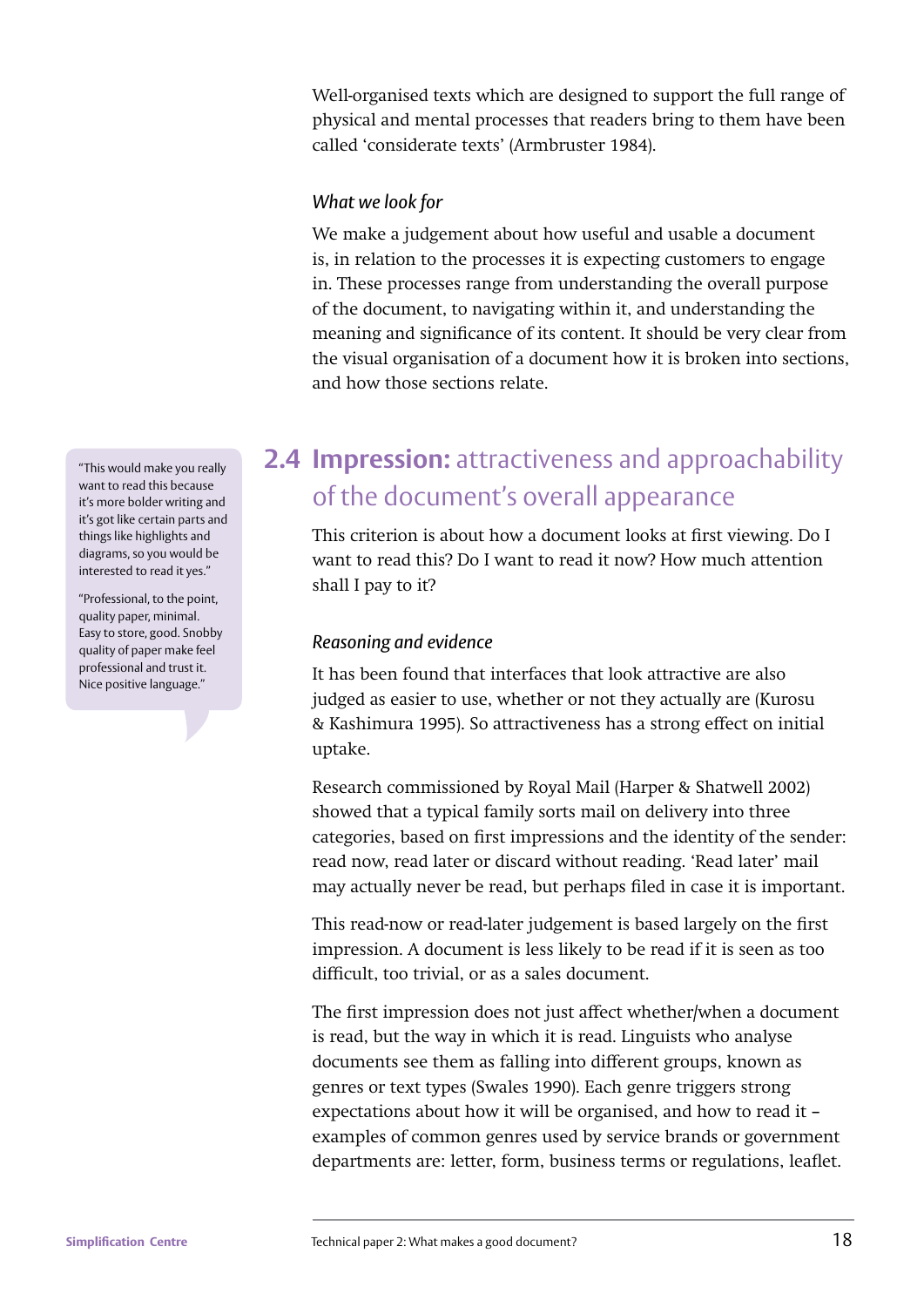Well-organised texts which are designed to support the full range of physical and mental processes that readers bring to them have been called 'considerate texts' (Armbruster 1984).

*What we look for*

We make a judgement about how useful and usable a document is, in relation to the processes it is expecting customers to engage in. These processes range from understanding the overall purpose of the document, to navigating within it, and understanding the meaning and significance of its content. It should be very clear from the visual organisation of a document how it is broken into sections, and how those sections relate.

## 2.4 **Impression:** attractiveness and approachability of the document's overall appearance

> "This would make you really want to read this because it's more bolder writing and it's got like certain parts and things like highlights and diagrams, so you would be interested to read it yes."
>
> "Professional, to the point, quality paper, minimal. Easy to store, good. Snobby quality of paper make feel professional and trust it. Nice positive language."

This criterion is about how a document looks at first viewing. Do I want to read this? Do I want to read it now? How much attention shall I pay to it?

*Reasoning and evidence*

It has been found that interfaces that look attractive are also judged as easier to use, whether or not they actually are (Kurosu & Kashimura 1995). So attractiveness has a strong effect on initial uptake.

Research commissioned by Royal Mail (Harper & Shatwell 2002) showed that a typical family sorts mail on delivery into three categories, based on first impressions and the identity of the sender: read now, read later or discard without reading. 'Read later' mail may actually never be read, but perhaps filed in case it is important.

This read-now or read-later judgement is based largely on the first impression. A document is less likely to be read if it is seen as too difficult, too trivial, or as a sales document.

The first impression does not just affect whether/when a document is read, but the way in which it is read. Linguists who analyse documents see them as falling into different groups, known as genres or text types (Swales 1990). Each genre triggers strong expectations about how it will be organised, and how to read it – examples of common genres used by service brands or government departments are: letter, form, business terms or regulations, leaflet.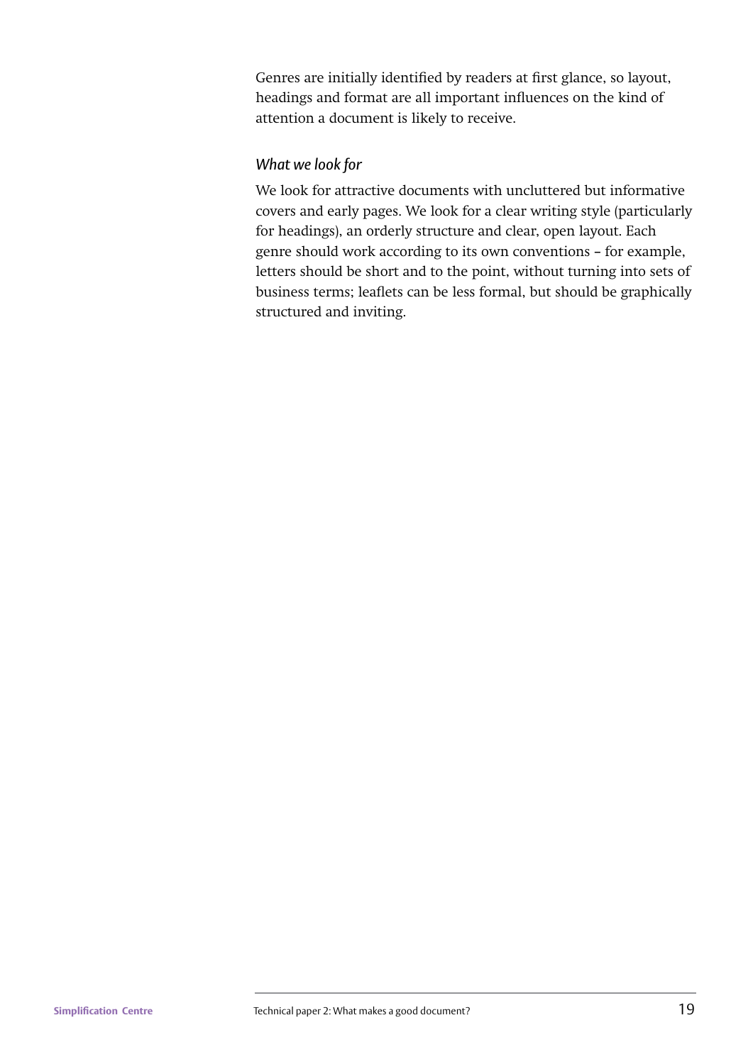Genres are initially identified by readers at first glance, so layout, headings and format are all important influences on the kind of attention a document is likely to receive.

*What we look for*

We look for attractive documents with uncluttered but informative covers and early pages. We look for a clear writing style (particularly for headings), an orderly structure and clear, open layout. Each genre should work according to its own conventions – for example, letters should be short and to the point, without turning into sets of business terms; leaflets can be less formal, but should be graphically structured and inviting.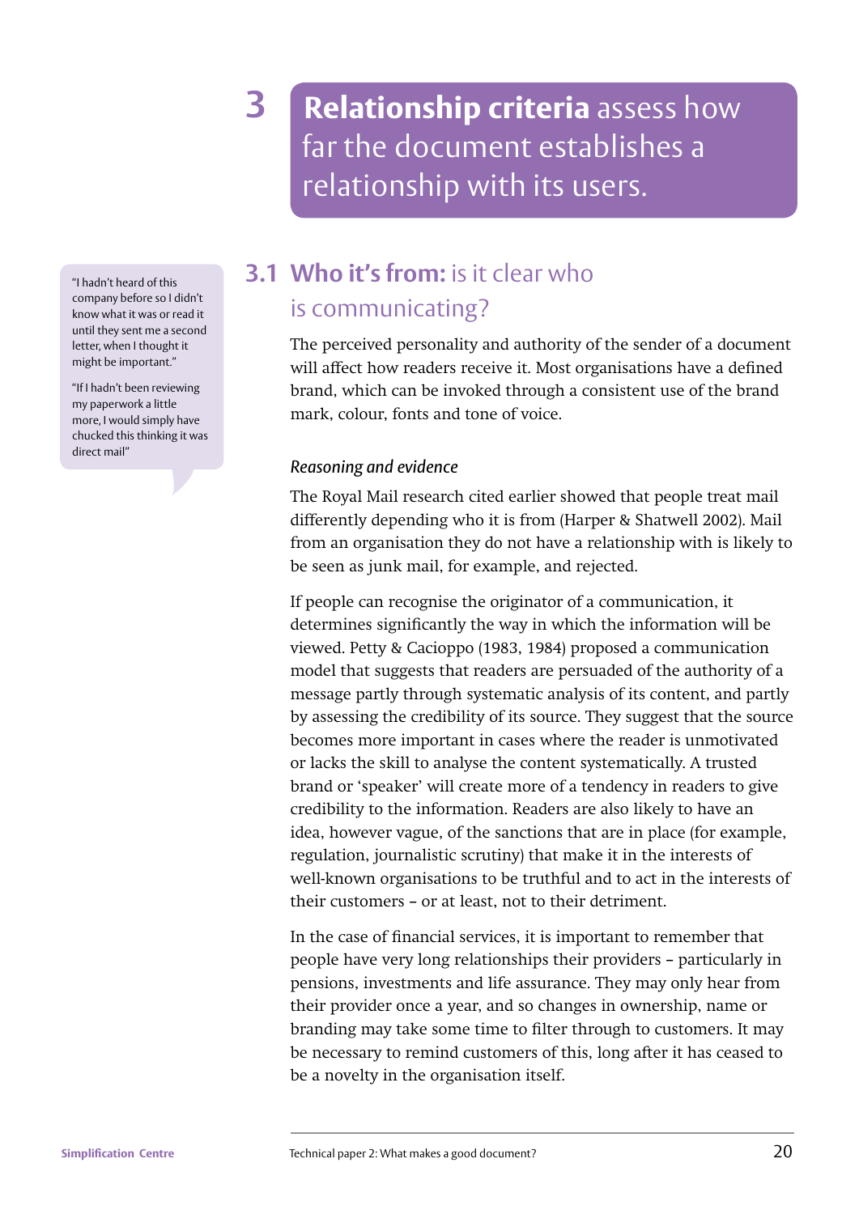# 3 **Relationship criteria** assess how far the document establishes a relationship with its users.

> "I hadn't heard of this company before so I didn't know what it was or read it until they sent me a second letter, when I thought it might be important."
>
> "If I hadn't been reviewing my paperwork a little more, I would simply have chucked this thinking it was direct mail"

## 3.1 **Who it's from:** is it clear who is communicating?

The perceived personality and authority of the sender of a document will affect how readers receive it. Most organisations have a defined brand, which can be invoked through a consistent use of the brand mark, colour, fonts and tone of voice.

### *Reasoning and evidence*

The Royal Mail research cited earlier showed that people treat mail differently depending who it is from (Harper & Shatwell 2002). Mail from an organisation they do not have a relationship with is likely to be seen as junk mail, for example, and rejected.

If people can recognise the originator of a communication, it determines significantly the way in which the information will be viewed. Petty & Cacioppo (1983, 1984) proposed a communication model that suggests that readers are persuaded of the authority of a message partly through systematic analysis of its content, and partly by assessing the credibility of its source. They suggest that the source becomes more important in cases where the reader is unmotivated or lacks the skill to analyse the content systematically. A trusted brand or 'speaker' will create more of a tendency in readers to give credibility to the information. Readers are also likely to have an idea, however vague, of the sanctions that are in place (for example, regulation, journalistic scrutiny) that make it in the interests of well-known organisations to be truthful and to act in the interests of their customers – or at least, not to their detriment.

In the case of financial services, it is important to remember that people have very long relationships their providers – particularly in pensions, investments and life assurance. They may only hear from their provider once a year, and so changes in ownership, name or branding may take some time to filter through to customers. It may be necessary to remind customers of this, long after it has ceased to be a novelty in the organisation itself.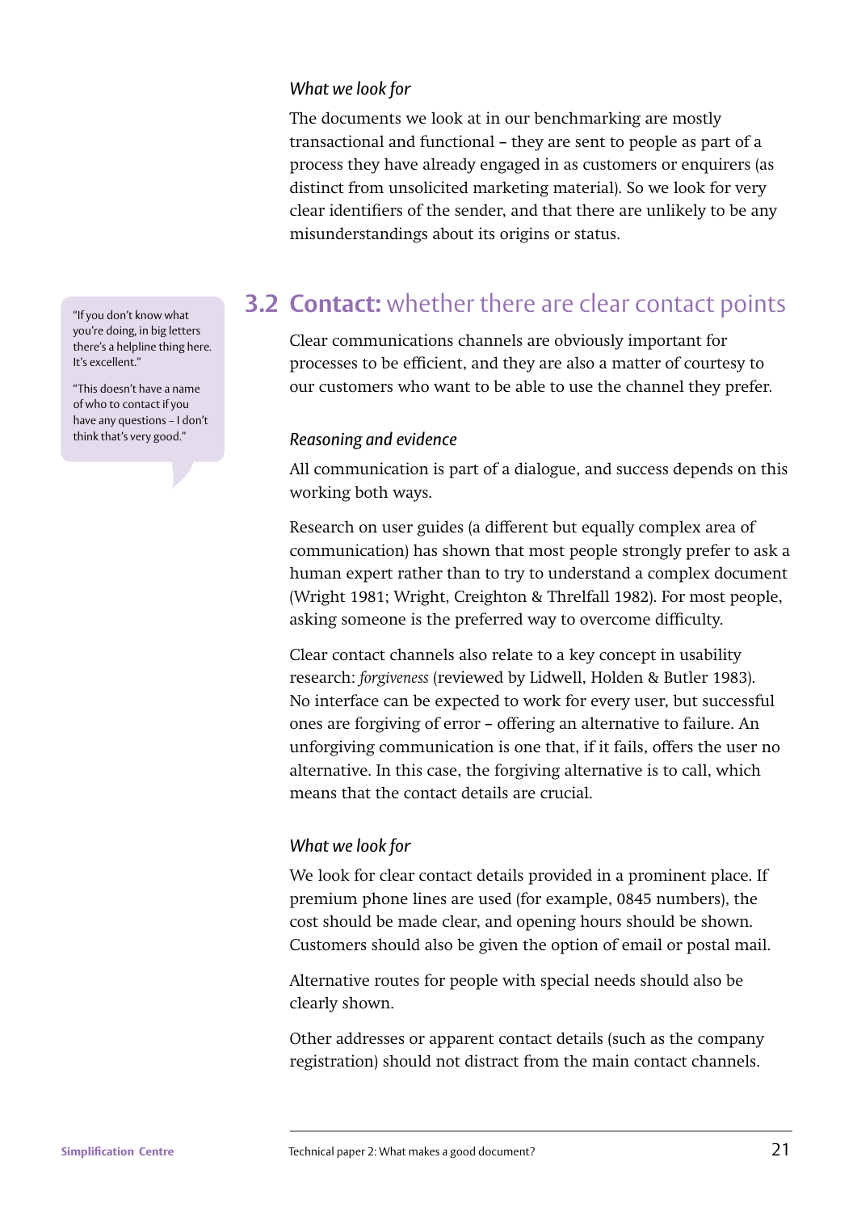### *What we look for*

The documents we look at in our benchmarking are mostly transactional and functional – they are sent to people as part of a process they have already engaged in as customers or enquirers (as distinct from unsolicited marketing material). So we look for very clear identifiers of the sender, and that there are unlikely to be any misunderstandings about its origins or status.

## 3.2 **Contact:** whether there are clear contact points

> "If you don't know what you're doing, in big letters there's a helpline thing here. It's excellent."
>
> "This doesn't have a name of who to contact if you have any questions – I don't think that's very good."

Clear communications channels are obviously important for processes to be efficient, and they are also a matter of courtesy to our customers who want to be able to use the channel they prefer.

### *Reasoning and evidence*

All communication is part of a dialogue, and success depends on this working both ways.

Research on user guides (a different but equally complex area of communication) has shown that most people strongly prefer to ask a human expert rather than to try to understand a complex document (Wright 1981; Wright, Creighton & Threlfall 1982). For most people, asking someone is the preferred way to overcome difficulty.

Clear contact channels also relate to a key concept in usability research: *forgiveness* (reviewed by Lidwell, Holden & Butler 1983). No interface can be expected to work for every user, but successful ones are forgiving of error – offering an alternative to failure. An unforgiving communication is one that, if it fails, offers the user no alternative. In this case, the forgiving alternative is to call, which means that the contact details are crucial.

### *What we look for*

We look for clear contact details provided in a prominent place. If premium phone lines are used (for example, 0845 numbers), the cost should be made clear, and opening hours should be shown. Customers should also be given the option of email or postal mail.

Alternative routes for people with special needs should also be clearly shown.

Other addresses or apparent contact details (such as the company registration) should not distract from the main contact channels.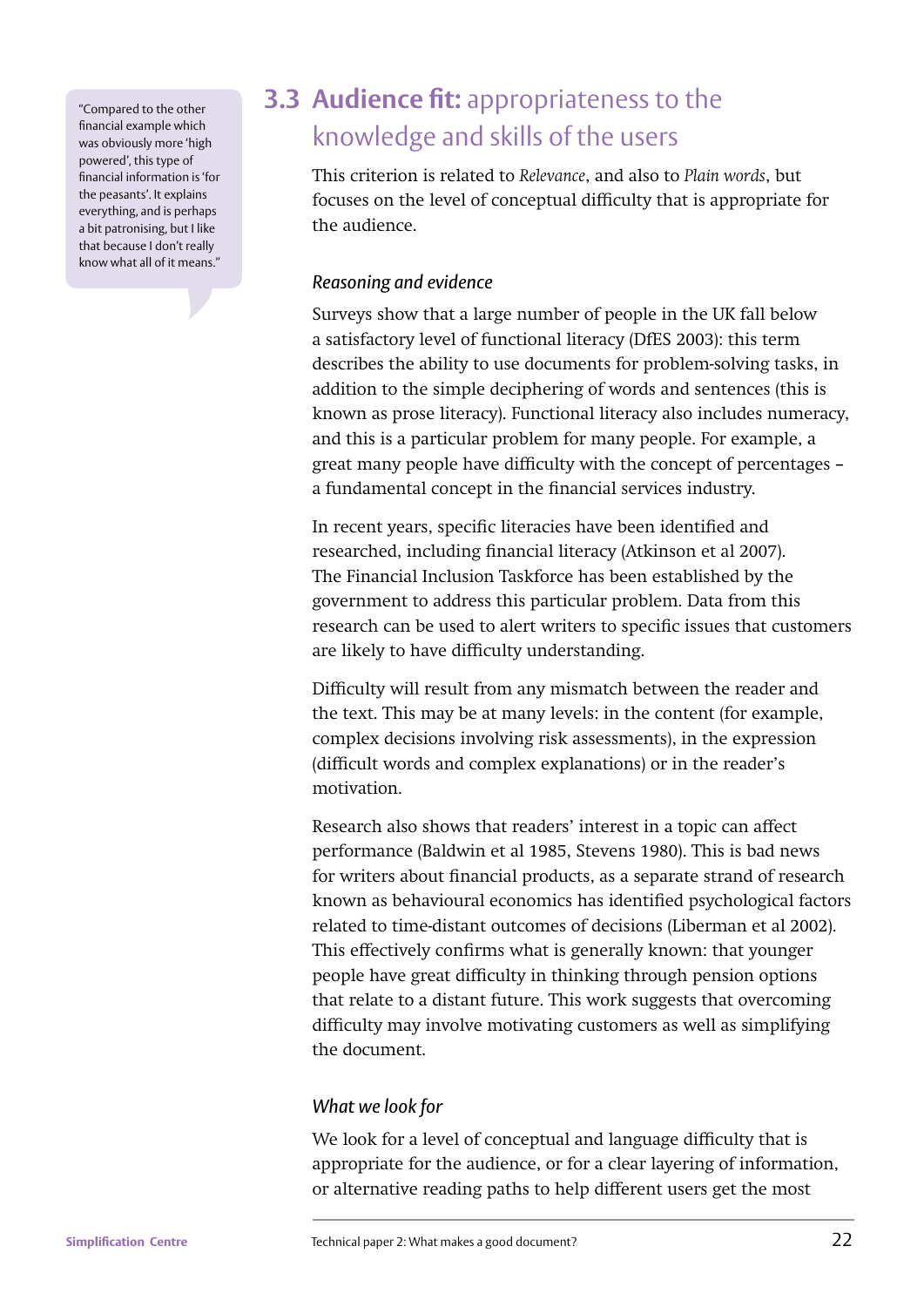> "Compared to the other financial example which was obviously more 'high powered', this type of financial information is 'for the peasants'. It explains everything, and is perhaps a bit patronising, but I like that because I don't really know what all of it means."

## 3.3 **Audience fit:** appropriateness to the knowledge and skills of the users

This criterion is related to *Relevance*, and also to *Plain words*, but focuses on the level of conceptual difficulty that is appropriate for the audience.

### *Reasoning and evidence*

Surveys show that a large number of people in the UK fall below a satisfactory level of functional literacy (DfES 2003): this term describes the ability to use documents for problem-solving tasks, in addition to the simple deciphering of words and sentences (this is known as prose literacy). Functional literacy also includes numeracy, and this is a particular problem for many people. For example, a great many people have difficulty with the concept of percentages – a fundamental concept in the financial services industry.

In recent years, specific literacies have been identified and researched, including financial literacy (Atkinson et al 2007). The Financial Inclusion Taskforce has been established by the government to address this particular problem. Data from this research can be used to alert writers to specific issues that customers are likely to have difficulty understanding.

Difficulty will result from any mismatch between the reader and the text. This may be at many levels: in the content (for example, complex decisions involving risk assessments), in the expression (difficult words and complex explanations) or in the reader's motivation.

Research also shows that readers' interest in a topic can affect performance (Baldwin et al 1985, Stevens 1980). This is bad news for writers about financial products, as a separate strand of research known as behavioural economics has identified psychological factors related to time-distant outcomes of decisions (Liberman et al 2002). This effectively confirms what is generally known: that younger people have great difficulty in thinking through pension options that relate to a distant future. This work suggests that overcoming difficulty may involve motivating customers as well as simplifying the document.

### *What we look for*

We look for a level of conceptual and language difficulty that is appropriate for the audience, or for a clear layering of information, or alternative reading paths to help different users get the most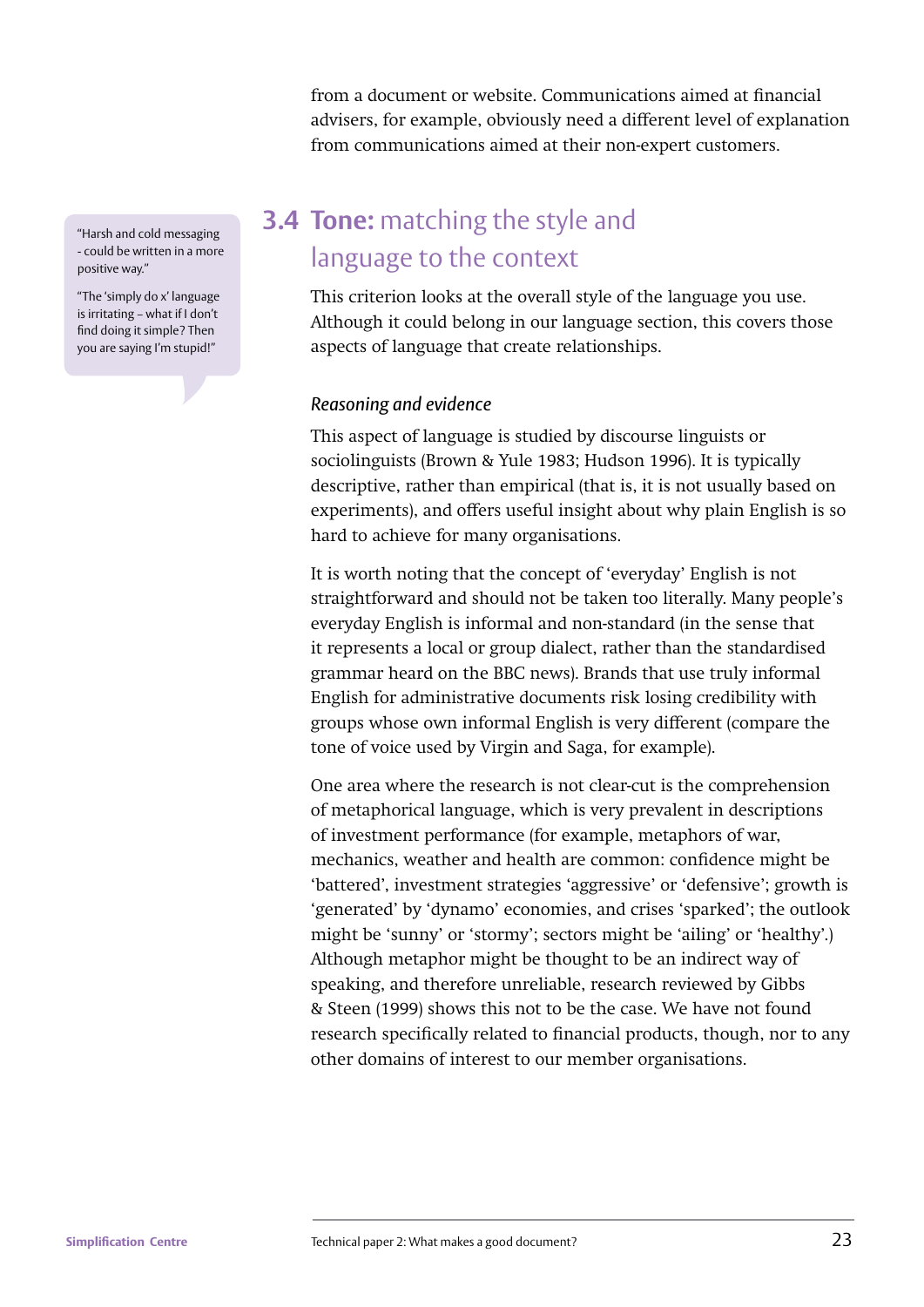from a document or website. Communications aimed at financial advisers, for example, obviously need a different level of explanation from communications aimed at their non-expert customers.

> "Harsh and cold messaging - could be written in a more positive way."
>
> "The 'simply do x' language is irritating – what if I don't find doing it simple? Then you are saying I'm stupid!"

## 3.4 **Tone:** matching the style and language to the context

This criterion looks at the overall style of the language you use. Although it could belong in our language section, this covers those aspects of language that create relationships.

### *Reasoning and evidence*

This aspect of language is studied by discourse linguists or sociolinguists (Brown & Yule 1983; Hudson 1996). It is typically descriptive, rather than empirical (that is, it is not usually based on experiments), and offers useful insight about why plain English is so hard to achieve for many organisations.

It is worth noting that the concept of 'everyday' English is not straightforward and should not be taken too literally. Many people's everyday English is informal and non-standard (in the sense that it represents a local or group dialect, rather than the standardised grammar heard on the BBC news). Brands that use truly informal English for administrative documents risk losing credibility with groups whose own informal English is very different (compare the tone of voice used by Virgin and Saga, for example).

One area where the research is not clear-cut is the comprehension of metaphorical language, which is very prevalent in descriptions of investment performance (for example, metaphors of war, mechanics, weather and health are common: confidence might be 'battered', investment strategies 'aggressive' or 'defensive'; growth is 'generated' by 'dynamo' economies, and crises 'sparked'; the outlook might be 'sunny' or 'stormy'; sectors might be 'ailing' or 'healthy'.) Although metaphor might be thought to be an indirect way of speaking, and therefore unreliable, research reviewed by Gibbs & Steen (1999) shows this not to be the case. We have not found research specifically related to financial products, though, nor to any other domains of interest to our member organisations.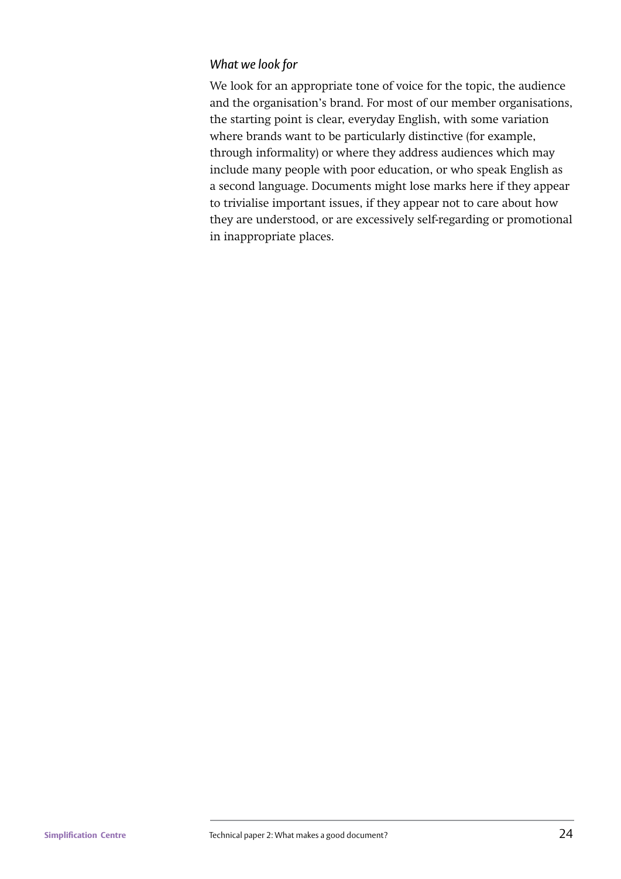*What we look for*

We look for an appropriate tone of voice for the topic, the audience and the organisation's brand. For most of our member organisations, the starting point is clear, everyday English, with some variation where brands want to be particularly distinctive (for example, through informality) or where they address audiences which may include many people with poor education, or who speak English as a second language. Documents might lose marks here if they appear to trivialise important issues, if they appear not to care about how they are understood, or are excessively self-regarding or promotional in inappropriate places.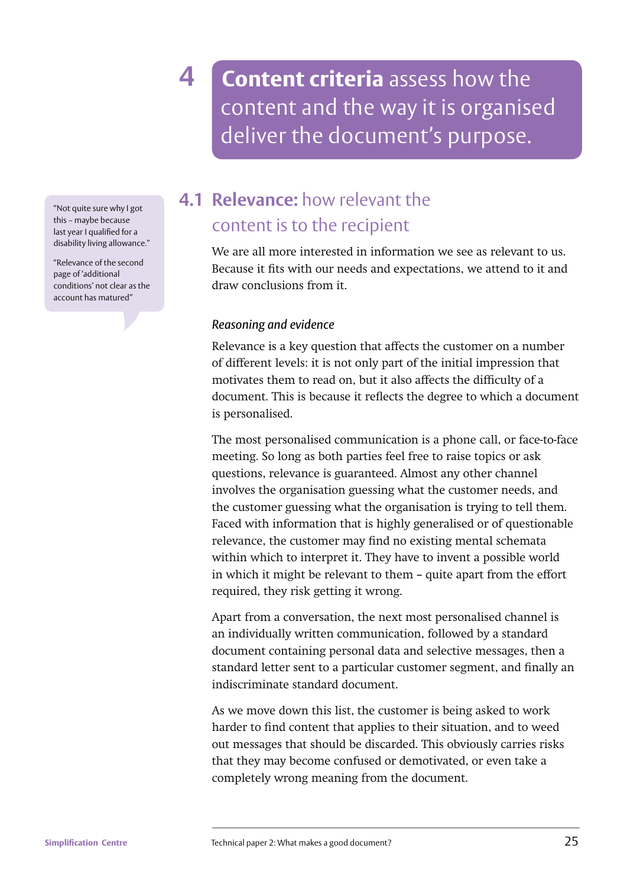# 4 **Content criteria** assess how the content and the way it is organised deliver the document's purpose.

> "Not quite sure why I got this – maybe because last year I qualified for a disability living allowance."
>
> "Relevance of the second page of 'additional conditions' not clear as the account has matured"

## 4.1 **Relevance:** how relevant the content is to the recipient

We are all more interested in information we see as relevant to us. Because it fits with our needs and expectations, we attend to it and draw conclusions from it.

### *Reasoning and evidence*

Relevance is a key question that affects the customer on a number of different levels: it is not only part of the initial impression that motivates them to read on, but it also affects the difficulty of a document. This is because it reflects the degree to which a document is personalised.

The most personalised communication is a phone call, or face-to-face meeting. So long as both parties feel free to raise topics or ask questions, relevance is guaranteed. Almost any other channel involves the organisation guessing what the customer needs, and the customer guessing what the organisation is trying to tell them. Faced with information that is highly generalised or of questionable relevance, the customer may find no existing mental schemata within which to interpret it. They have to invent a possible world in which it might be relevant to them – quite apart from the effort required, they risk getting it wrong.

Apart from a conversation, the next most personalised channel is an individually written communication, followed by a standard document containing personal data and selective messages, then a standard letter sent to a particular customer segment, and finally an indiscriminate standard document.

As we move down this list, the customer is being asked to work harder to find content that applies to their situation, and to weed out messages that should be discarded. This obviously carries risks that they may become confused or demotivated, or even take a completely wrong meaning from the document.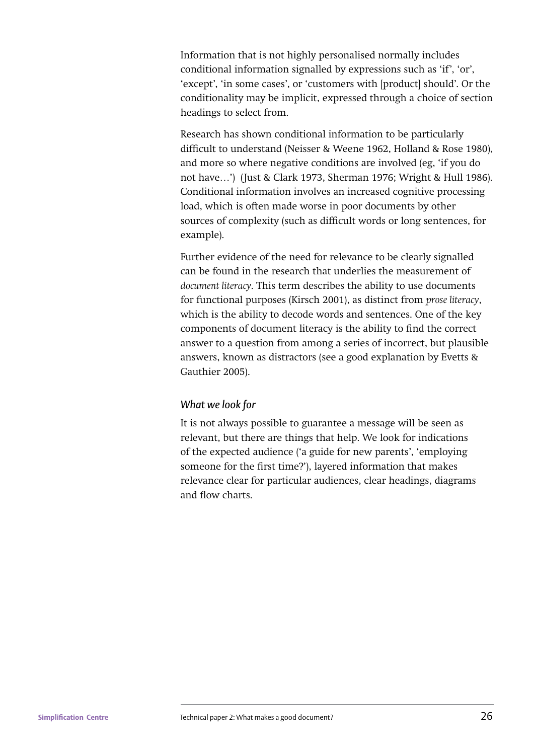Information that is not highly personalised normally includes conditional information signalled by expressions such as 'if', 'or', 'except', 'in some cases', or 'customers with [product] should'. Or the conditionality may be implicit, expressed through a choice of section headings to select from.

Research has shown conditional information to be particularly difficult to understand (Neisser & Weene 1962, Holland & Rose 1980), and more so where negative conditions are involved (eg, 'if you do not have…') (Just & Clark 1973, Sherman 1976; Wright & Hull 1986). Conditional information involves an increased cognitive processing load, which is often made worse in poor documents by other sources of complexity (such as difficult words or long sentences, for example).

Further evidence of the need for relevance to be clearly signalled can be found in the research that underlies the measurement of *document literacy*. This term describes the ability to use documents for functional purposes (Kirsch 2001), as distinct from *prose literacy*, which is the ability to decode words and sentences. One of the key components of document literacy is the ability to find the correct answer to a question from among a series of incorrect, but plausible answers, known as distractors (see a good explanation by Evetts & Gauthier 2005).

### *What we look for*

It is not always possible to guarantee a message will be seen as relevant, but there are things that help. We look for indications of the expected audience ('a guide for new parents', 'employing someone for the first time?'), layered information that makes relevance clear for particular audiences, clear headings, diagrams and flow charts.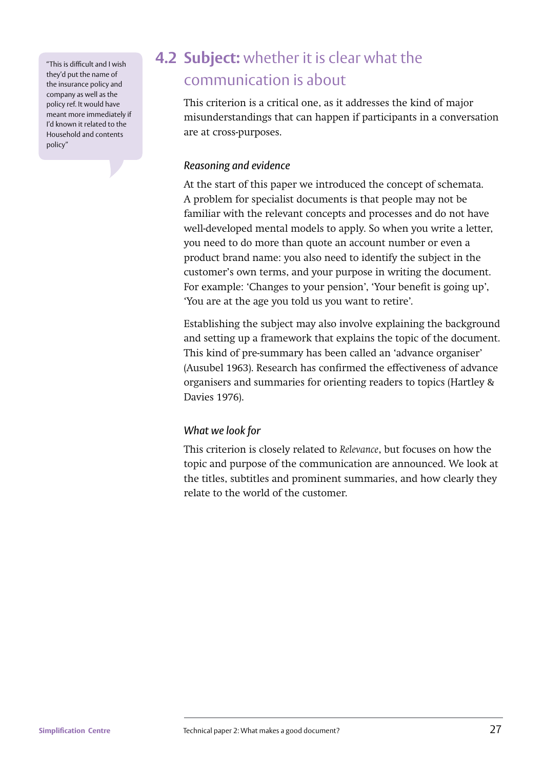> "This is difficult and I wish they'd put the name of the insurance policy and company as well as the policy ref. It would have meant more immediately if I'd known it related to the Household and contents policy"

## 4.2 Subject: whether it is clear what the communication is about

This criterion is a critical one, as it addresses the kind of major misunderstandings that can happen if participants in a conversation are at cross-purposes.

### *Reasoning and evidence*

At the start of this paper we introduced the concept of schemata. A problem for specialist documents is that people may not be familiar with the relevant concepts and processes and do not have well-developed mental models to apply. So when you write a letter, you need to do more than quote an account number or even a product brand name: you also need to identify the subject in the customer's own terms, and your purpose in writing the document. For example: 'Changes to your pension', 'Your benefit is going up', 'You are at the age you told us you want to retire'.

Establishing the subject may also involve explaining the background and setting up a framework that explains the topic of the document. This kind of pre-summary has been called an 'advance organiser' (Ausubel 1963). Research has confirmed the effectiveness of advance organisers and summaries for orienting readers to topics (Hartley & Davies 1976).

### *What we look for*

This criterion is closely related to *Relevance*, but focuses on how the topic and purpose of the communication are announced. We look at the titles, subtitles and prominent summaries, and how clearly they relate to the world of the customer.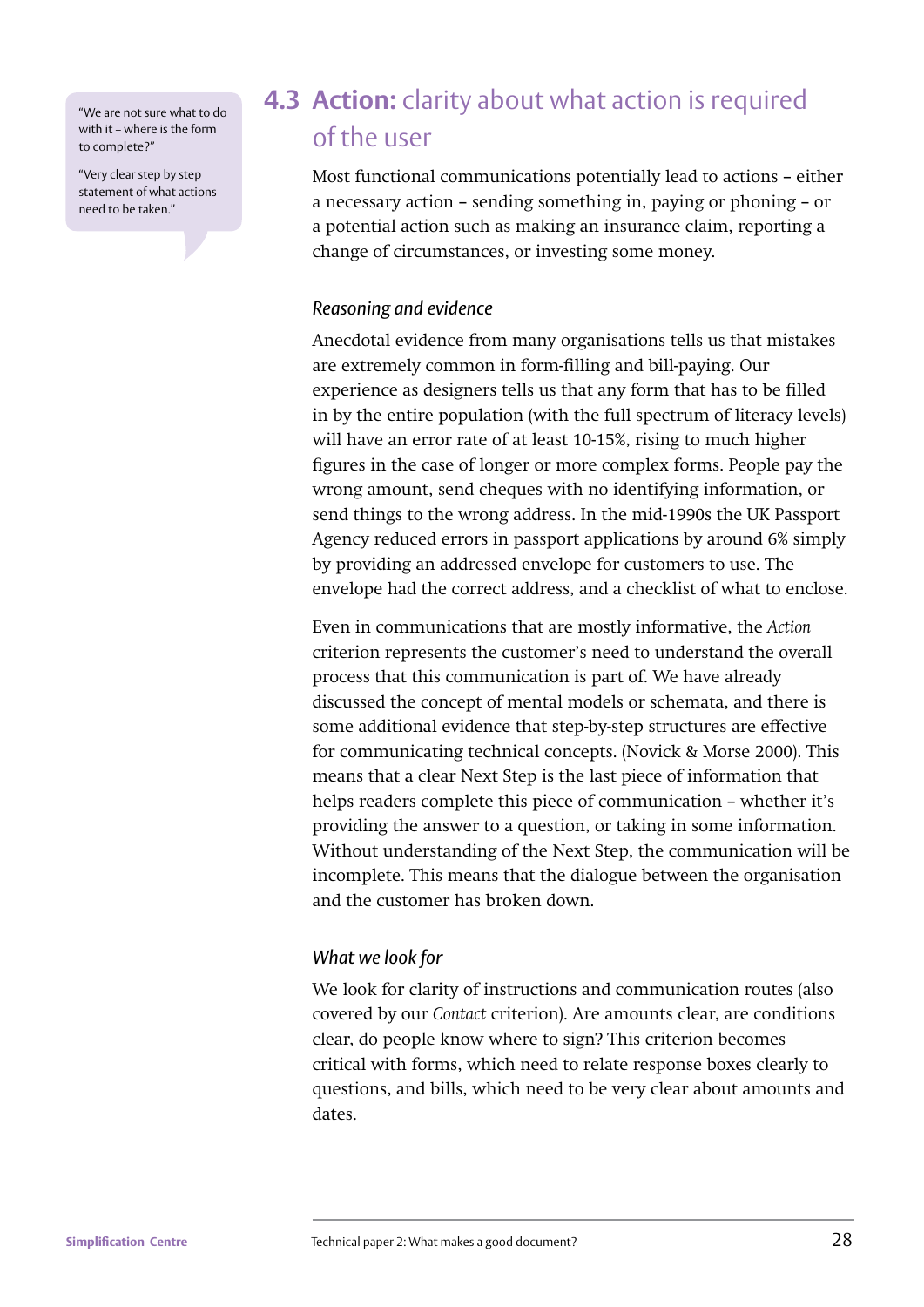> "We are not sure what to do with it – where is the form to complete?"
>
> "Very clear step by step statement of what actions need to be taken."

## 4.3 **Action:** clarity about what action is required of the user

Most functional communications potentially lead to actions – either a necessary action – sending something in, paying or phoning – or a potential action such as making an insurance claim, reporting a change of circumstances, or investing some money.

### *Reasoning and evidence*

Anecdotal evidence from many organisations tells us that mistakes are extremely common in form-filling and bill-paying. Our experience as designers tells us that any form that has to be filled in by the entire population (with the full spectrum of literacy levels) will have an error rate of at least 10-15%, rising to much higher figures in the case of longer or more complex forms. People pay the wrong amount, send cheques with no identifying information, or send things to the wrong address. In the mid-1990s the UK Passport Agency reduced errors in passport applications by around 6% simply by providing an addressed envelope for customers to use. The envelope had the correct address, and a checklist of what to enclose.

Even in communications that are mostly informative, the *Action* criterion represents the customer's need to understand the overall process that this communication is part of. We have already discussed the concept of mental models or schemata, and there is some additional evidence that step-by-step structures are effective for communicating technical concepts. (Novick & Morse 2000). This means that a clear Next Step is the last piece of information that helps readers complete this piece of communication – whether it's providing the answer to a question, or taking in some information. Without understanding of the Next Step, the communication will be incomplete. This means that the dialogue between the organisation and the customer has broken down.

### *What we look for*

We look for clarity of instructions and communication routes (also covered by our *Contact* criterion). Are amounts clear, are conditions clear, do people know where to sign? This criterion becomes critical with forms, which need to relate response boxes clearly to questions, and bills, which need to be very clear about amounts and dates.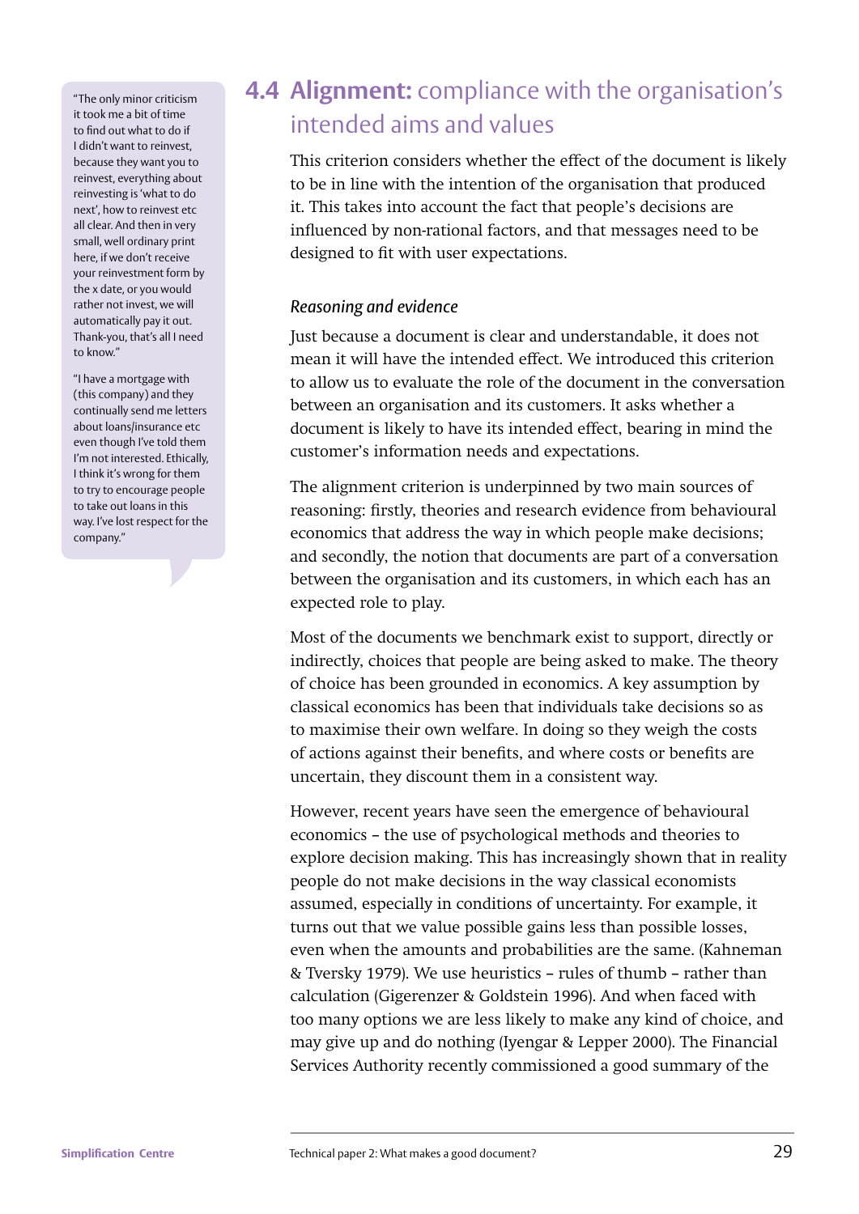> "The only minor criticism it took me a bit of time to find out what to do if I didn't want to reinvest, because they want you to reinvest, everything about reinvesting is 'what to do next', how to reinvest etc all clear. And then in very small, well ordinary print here, if we don't receive your reinvestment form by the x date, or you would rather not invest, we will automatically pay it out. Thank-you, that's all I need to know."

> "I have a mortgage with (this company) and they continually send me letters about loans/insurance etc even though I've told them I'm not interested. Ethically, I think it's wrong for them to try to encourage people to take out loans in this way. I've lost respect for the company."

## 4.4 **Alignment:** compliance with the organisation's intended aims and values

This criterion considers whether the effect of the document is likely to be in line with the intention of the organisation that produced it. This takes into account the fact that people's decisions are influenced by non-rational factors, and that messages need to be designed to fit with user expectations.

### *Reasoning and evidence*

Just because a document is clear and understandable, it does not mean it will have the intended effect. We introduced this criterion to allow us to evaluate the role of the document in the conversation between an organisation and its customers. It asks whether a document is likely to have its intended effect, bearing in mind the customer's information needs and expectations.

The alignment criterion is underpinned by two main sources of reasoning: firstly, theories and research evidence from behavioural economics that address the way in which people make decisions; and secondly, the notion that documents are part of a conversation between the organisation and its customers, in which each has an expected role to play.

Most of the documents we benchmark exist to support, directly or indirectly, choices that people are being asked to make. The theory of choice has been grounded in economics. A key assumption by classical economics has been that individuals take decisions so as to maximise their own welfare. In doing so they weigh the costs of actions against their benefits, and where costs or benefits are uncertain, they discount them in a consistent way.

However, recent years have seen the emergence of behavioural economics – the use of psychological methods and theories to explore decision making. This has increasingly shown that in reality people do not make decisions in the way classical economists assumed, especially in conditions of uncertainty. For example, it turns out that we value possible gains less than possible losses, even when the amounts and probabilities are the same. (Kahneman & Tversky 1979). We use heuristics – rules of thumb – rather than calculation (Gigerenzer & Goldstein 1996). And when faced with too many options we are less likely to make any kind of choice, and may give up and do nothing (Iyengar & Lepper 2000). The Financial Services Authority recently commissioned a good summary of the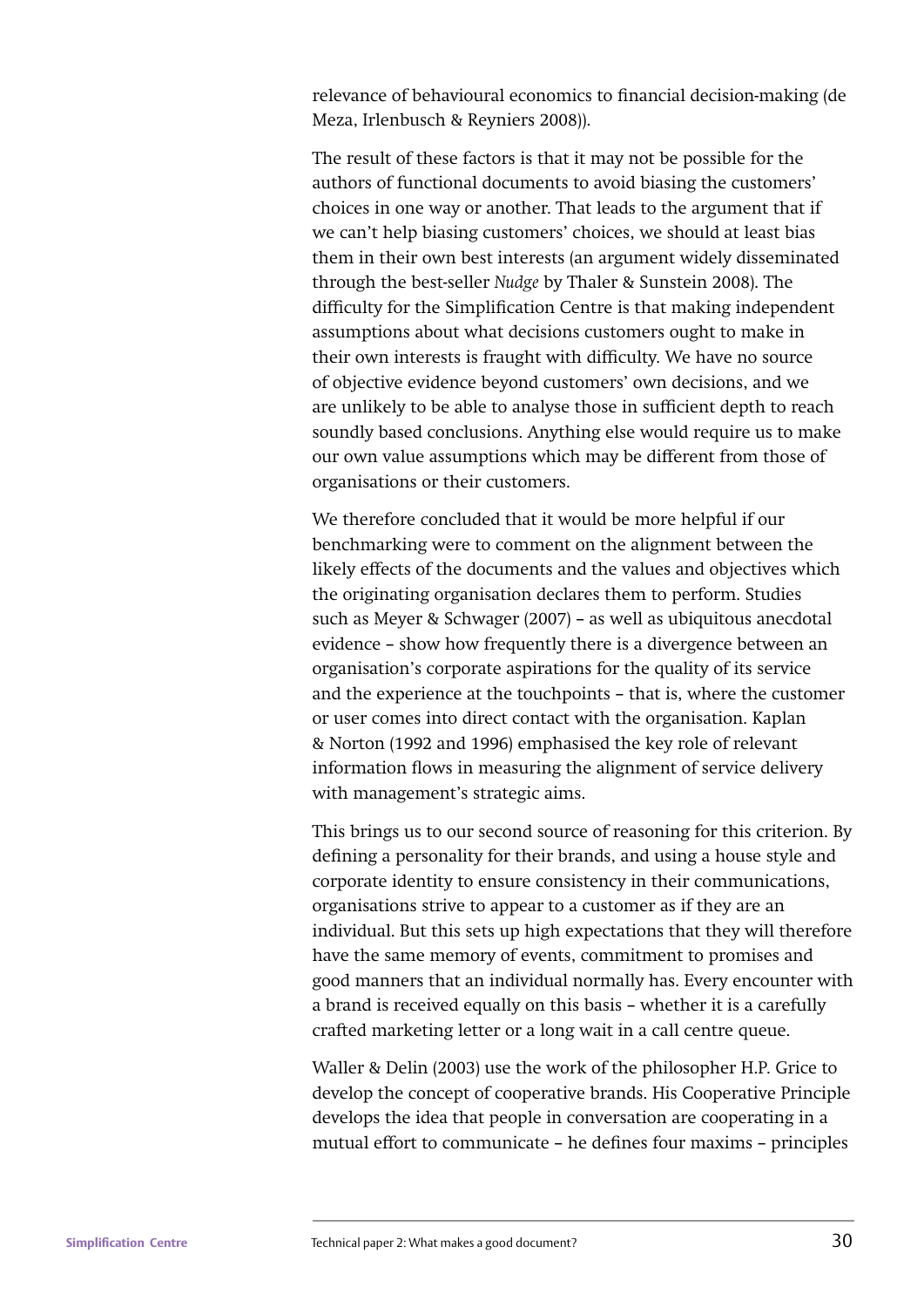relevance of behavioural economics to financial decision-making (de Meza, Irlenbusch & Reyniers 2008)).

The result of these factors is that it may not be possible for the authors of functional documents to avoid biasing the customers' choices in one way or another. That leads to the argument that if we can't help biasing customers' choices, we should at least bias them in their own best interests (an argument widely disseminated through the best-seller *Nudge* by Thaler & Sunstein 2008). The difficulty for the Simplification Centre is that making independent assumptions about what decisions customers ought to make in their own interests is fraught with difficulty. We have no source of objective evidence beyond customers' own decisions, and we are unlikely to be able to analyse those in sufficient depth to reach soundly based conclusions. Anything else would require us to make our own value assumptions which may be different from those of organisations or their customers.

We therefore concluded that it would be more helpful if our benchmarking were to comment on the alignment between the likely effects of the documents and the values and objectives which the originating organisation declares them to perform. Studies such as Meyer & Schwager (2007) – as well as ubiquitous anecdotal evidence – show how frequently there is a divergence between an organisation's corporate aspirations for the quality of its service and the experience at the touchpoints – that is, where the customer or user comes into direct contact with the organisation. Kaplan & Norton (1992 and 1996) emphasised the key role of relevant information flows in measuring the alignment of service delivery with management's strategic aims.

This brings us to our second source of reasoning for this criterion. By defining a personality for their brands, and using a house style and corporate identity to ensure consistency in their communications, organisations strive to appear to a customer as if they are an individual. But this sets up high expectations that they will therefore have the same memory of events, commitment to promises and good manners that an individual normally has. Every encounter with a brand is received equally on this basis – whether it is a carefully crafted marketing letter or a long wait in a call centre queue.

Waller & Delin (2003) use the work of the philosopher H.P. Grice to develop the concept of cooperative brands. His Cooperative Principle develops the idea that people in conversation are cooperating in a mutual effort to communicate – he defines four maxims – principles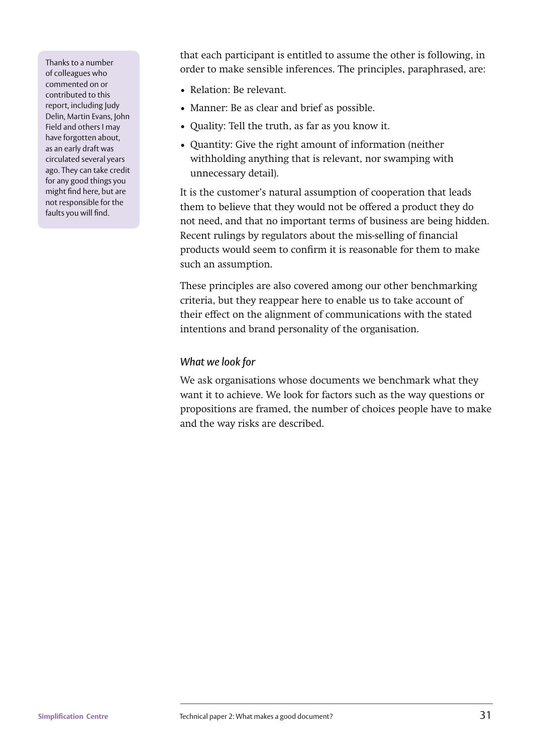that each participant is entitled to assume the other is following, in order to make sensible inferences. The principles, paraphrased, are:

- Relation: Be relevant.
- Manner: Be as clear and brief as possible.
- Quality: Tell the truth, as far as you know it.
- Quantity: Give the right amount of information (neither withholding anything that is relevant, nor swamping with unnecessary detail).

It is the customer's natural assumption of cooperation that leads them to believe that they would not be offered a product they do not need, and that no important terms of business are being hidden. Recent rulings by regulators about the mis-selling of financial products would seem to confirm it is reasonable for them to make such an assumption.

These principles are also covered among our other benchmarking criteria, but they reappear here to enable us to take account of their effect on the alignment of communications with the stated intentions and brand personality of the organisation.

### *What we look for*

We ask organisations whose documents we benchmark what they want it to achieve. We look for factors such as the way questions or propositions are framed, the number of choices people have to make and the way risks are described.

Thanks to a number of colleagues who commented on or contributed to this report, including Judy Delin, Martin Evans, John Field and others I may have forgotten about, as an early draft was circulated several years ago. They can take credit for any good things you might find here, but are not responsible for the faults you will find.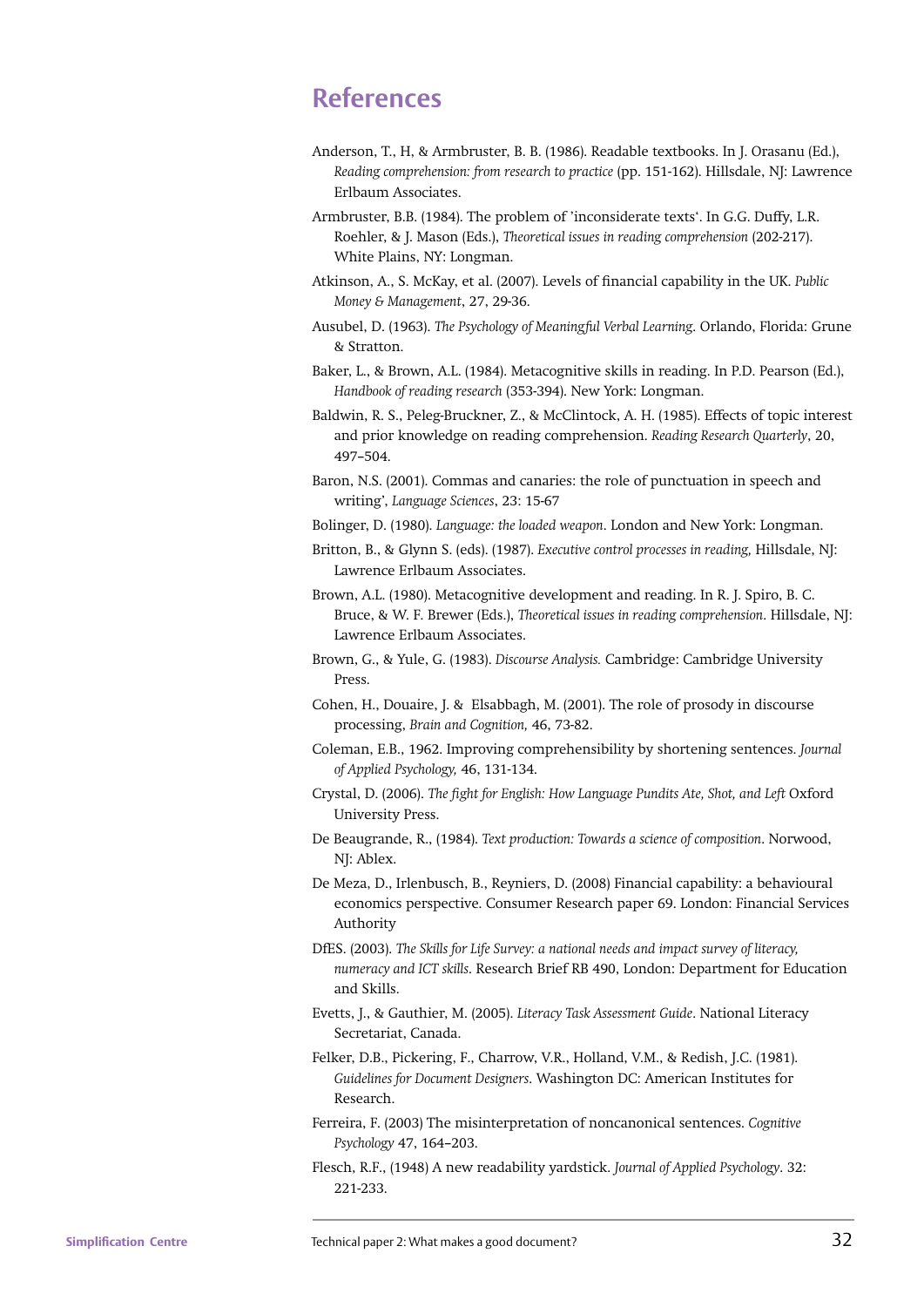# References

Anderson, T., H, & Armbruster, B. B. (1986). Readable textbooks. In J. Orasanu (Ed.), *Reading comprehension: from research to practice* (pp. 151-162). Hillsdale, NJ: Lawrence Erlbaum Associates.

Armbruster, B.B. (1984). The problem of 'inconsiderate texts'. In G.G. Duffy, L.R. Roehler, & J. Mason (Eds.), *Theoretical issues in reading comprehension* (202-217). White Plains, NY: Longman.

Atkinson, A., S. McKay, et al. (2007). Levels of financial capability in the UK. *Public Money & Management*, 27, 29-36.

Ausubel, D. (1963). *The Psychology of Meaningful Verbal Learning*. Orlando, Florida: Grune & Stratton.

Baker, L., & Brown, A.L. (1984). Metacognitive skills in reading. In P.D. Pearson (Ed.), *Handbook of reading research* (353-394). New York: Longman.

Baldwin, R. S., Peleg-Bruckner, Z., & McClintock, A. H. (1985). Effects of topic interest and prior knowledge on reading comprehension. *Reading Research Quarterly*, 20, 497–504.

Baron, N.S. (2001). Commas and canaries: the role of punctuation in speech and writing', *Language Sciences*, 23: 15-67

Bolinger, D. (1980). *Language: the loaded weapon*. London and New York: Longman.

Britton, B., & Glynn S. (eds). (1987). *Executive control processes in reading*, Hillsdale, NJ: Lawrence Erlbaum Associates.

Brown, A.L. (1980). Metacognitive development and reading. In R. J. Spiro, B. C. Bruce, & W. F. Brewer (Eds.), *Theoretical issues in reading comprehension*. Hillsdale, NJ: Lawrence Erlbaum Associates.

Brown, G., & Yule, G. (1983). *Discourse Analysis.* Cambridge: Cambridge University Press.

Cohen, H., Douaire, J. & Elsabbagh, M. (2001). The role of prosody in discourse processing, *Brain and Cognition,* 46, 73-82.

Coleman, E.B., 1962. Improving comprehensibility by shortening sentences. *Journal of Applied Psychology,* 46, 131-134.

Crystal, D. (2006). *The fight for English: How Language Pundits Ate, Shot, and Left* Oxford University Press.

De Beaugrande, R., (1984). *Text production: Towards a science of composition*. Norwood, NJ: Ablex.

De Meza, D., Irlenbusch, B., Reyniers, D. (2008) Financial capability: a behavioural economics perspective. Consumer Research paper 69. London: Financial Services Authority

DfES. (2003). *The Skills for Life Survey: a national needs and impact survey of literacy, numeracy and ICT skills*. Research Brief RB 490, London: Department for Education and Skills.

Evetts, J., & Gauthier, M. (2005). *Literacy Task Assessment Guide*. National Literacy Secretariat, Canada.

Felker, D.B., Pickering, F., Charrow, V.R., Holland, V.M., & Redish, J.C. (1981). *Guidelines for Document Designers*. Washington DC: American Institutes for Research.

Ferreira, F. (2003) The misinterpretation of noncanonical sentences. *Cognitive Psychology* 47, 164–203.

Flesch, R.F., (1948) A new readability yardstick. *Journal of Applied Psychology*. 32: 221-233.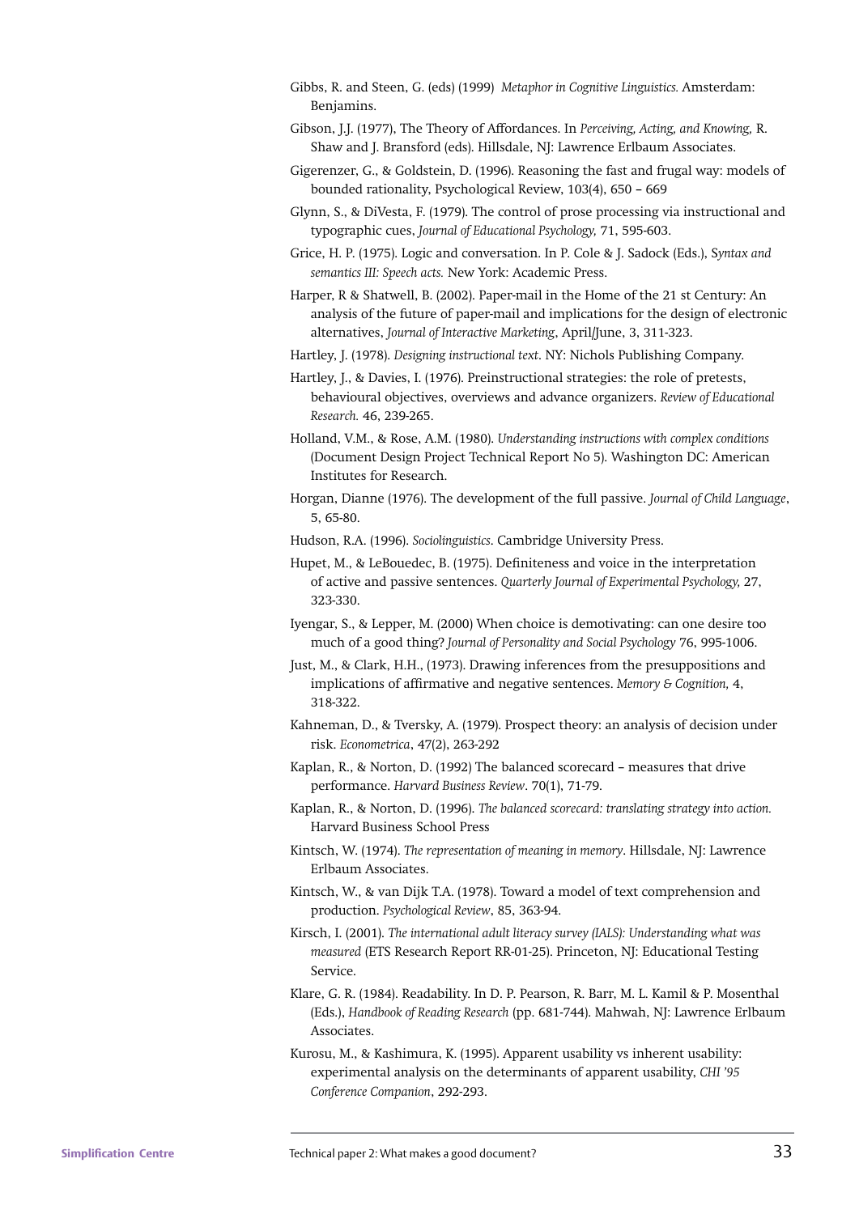Gibbs, R. and Steen, G. (eds) (1999) *Metaphor in Cognitive Linguistics.* Amsterdam: Benjamins.

Gibson, J.J. (1977), The Theory of Affordances. In *Perceiving, Acting, and Knowing,* R. Shaw and J. Bransford (eds). Hillsdale, NJ: Lawrence Erlbaum Associates.

Gigerenzer, G., & Goldstein, D. (1996). Reasoning the fast and frugal way: models of bounded rationality, Psychological Review, 103(4), 650 – 669

Glynn, S., & DiVesta, F. (1979). The control of prose processing via instructional and typographic cues, *Journal of Educational Psychology,* 71, 595-603.

Grice, H. P. (1975). Logic and conversation. In P. Cole & J. Sadock (Eds.), *Syntax and semantics III: Speech acts.* New York: Academic Press.

Harper, R & Shatwell, B. (2002). Paper-mail in the Home of the 21 st Century: An analysis of the future of paper-mail and implications for the design of electronic alternatives, *Journal of Interactive Marketing*, April/June, 3, 311-323.

Hartley, J. (1978). *Designing instructional text*. NY: Nichols Publishing Company.

Hartley, J., & Davies, I. (1976). Preinstructional strategies: the role of pretests, behavioural objectives, overviews and advance organizers. *Review of Educational Research.* 46, 239-265.

Holland, V.M., & Rose, A.M. (1980). *Understanding instructions with complex conditions* (Document Design Project Technical Report No 5). Washington DC: American Institutes for Research.

Horgan, Dianne (1976). The development of the full passive. *Journal of Child Language*, 5, 65-80.

Hudson, R.A. (1996). *Sociolinguistics*. Cambridge University Press.

Hupet, M., & LeBouedec, B. (1975). Definiteness and voice in the interpretation of active and passive sentences. *Quarterly Journal of Experimental Psychology,* 27, 323-330.

Iyengar, S., & Lepper, M. (2000) When choice is demotivating: can one desire too much of a good thing? *Journal of Personality and Social Psychology* 76, 995-1006.

Just, M., & Clark, H.H., (1973). Drawing inferences from the presuppositions and implications of affirmative and negative sentences. *Memory & Cognition,* 4, 318-322.

Kahneman, D., & Tversky, A. (1979). Prospect theory: an analysis of decision under risk. *Econometrica*, 47(2), 263-292

Kaplan, R., & Norton, D. (1992) The balanced scorecard – measures that drive performance. *Harvard Business Review*. 70(1), 71-79.

Kaplan, R., & Norton, D. (1996). *The balanced scorecard: translating strategy into action.* Harvard Business School Press

Kintsch, W. (1974). *The representation of meaning in memory*. Hillsdale, NJ: Lawrence Erlbaum Associates.

Kintsch, W., & van Dijk T.A. (1978). Toward a model of text comprehension and production. *Psychological Review*, 85, 363-94.

Kirsch, I. (2001). *The international adult literacy survey (IALS): Understanding what was measured* (ETS Research Report RR-01-25). Princeton, NJ: Educational Testing Service.

Klare, G. R. (1984). Readability. In D. P. Pearson, R. Barr, M. L. Kamil & P. Mosenthal (Eds.), *Handbook of Reading Research* (pp. 681-744). Mahwah, NJ: Lawrence Erlbaum Associates.

Kurosu, M., & Kashimura, K. (1995). Apparent usability vs inherent usability: experimental analysis on the determinants of apparent usability, *CHI '95 Conference Companion*, 292-293.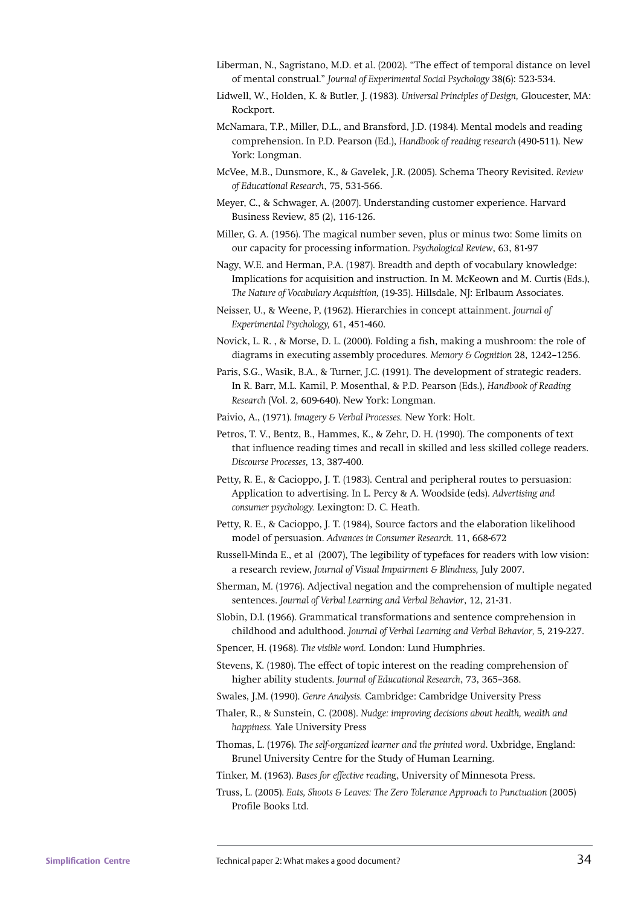Liberman, N., Sagristano, M.D. et al. (2002). "The effect of temporal distance on level of mental construal." *Journal of Experimental Social Psychology* 38(6): 523-534.

Lidwell, W., Holden, K. & Butler, J. (1983). *Universal Principles of Design,* Gloucester, MA: Rockport.

McNamara, T.P., Miller, D.L., and Bransford, J.D. (1984). Mental models and reading comprehension. In P.D. Pearson (Ed.), *Handbook of reading research* (490-511). New York: Longman.

McVee, M.B., Dunsmore, K., & Gavelek, J.R. (2005). Schema Theory Revisited. *Review of Educational Research*, 75, 531-566.

Meyer, C., & Schwager, A. (2007). Understanding customer experience. Harvard Business Review, 85 (2), 116-126.

Miller, G. A. (1956). The magical number seven, plus or minus two: Some limits on our capacity for processing information. *Psychological Review*, 63, 81-97

Nagy, W.E. and Herman, P.A. (1987). Breadth and depth of vocabulary knowledge: Implications for acquisition and instruction. In M. McKeown and M. Curtis (Eds.), *The Nature of Vocabulary Acquisition,* (19-35). Hillsdale, NJ: Erlbaum Associates.

Neisser, U., & Weene, P, (1962). Hierarchies in concept attainment. *Journal of Experimental Psychology,* 61, 451-460.

Novick, L. R. , & Morse, D. L. (2000). Folding a fish, making a mushroom: the role of diagrams in executing assembly procedures. *Memory & Cognition* 28, 1242–1256.

Paris, S.G., Wasik, B.A., & Turner, J.C. (1991). The development of strategic readers. In R. Barr, M.L. Kamil, P. Mosenthal, & P.D. Pearson (Eds.), *Handbook of Reading Research* (Vol. 2, 609-640). New York: Longman.

Paivio, A., (1971). *Imagery & Verbal Processes.* New York: Holt.

Petros, T. V., Bentz, B., Hammes, K., & Zehr, D. H. (1990). The components of text that influence reading times and recall in skilled and less skilled college readers. *Discourse Processes,* 13, 387-400.

Petty, R. E., & Cacioppo, J. T. (1983). Central and peripheral routes to persuasion: Application to advertising. In L. Percy & A. Woodside (eds). *Advertising and consumer psychology.* Lexington: D. C. Heath.

Petty, R. E., & Cacioppo, J. T. (1984), Source factors and the elaboration likelihood model of persuasion. *Advances in Consumer Research.* 11, 668-672

Russell-Minda E., et al (2007), The legibility of typefaces for readers with low vision: a research review, *Journal of Visual Impairment & Blindness,* July 2007.

Sherman, M. (1976). Adjectival negation and the comprehension of multiple negated sentences. *Journal of Verbal Learning and Verbal Behavior*, 12, 21-31.

Slobin, D.l. (1966). Grammatical transformations and sentence comprehension in childhood and adulthood. *Journal of Verbal Learning and Verbal Behavior,* 5, 219-227.

Spencer, H. (1968). *The visible word.* London: Lund Humphries.

Stevens, K. (1980). The effect of topic interest on the reading comprehension of higher ability students. *Journal of Educational Research*, 73, 365–368.

Swales, J.M. (1990). *Genre Analysis.* Cambridge: Cambridge University Press

Thaler, R., & Sunstein, C. (2008). *Nudge: improving decisions about health, wealth and happiness.* Yale University Press

Thomas, L. (1976). *The self-organized learner and the printed word*. Uxbridge, England: Brunel University Centre for the Study of Human Learning.

Tinker, M. (1963). *Bases for effective reading*, University of Minnesota Press.

Truss, L. (2005). *Eats, Shoots & Leaves: The Zero Tolerance Approach to Punctuation* (2005) Profile Books Ltd.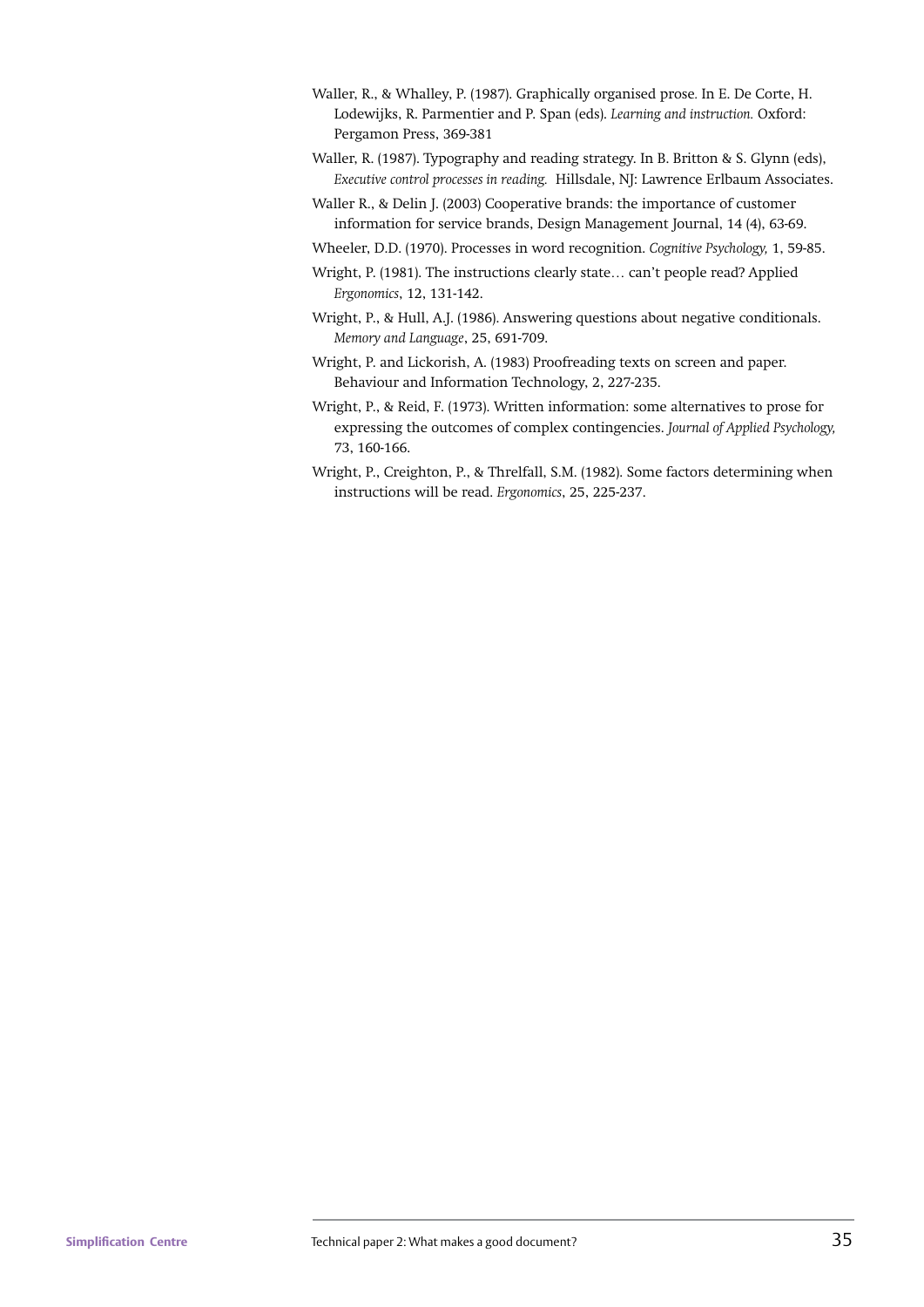Waller, R., & Whalley, P. (1987). Graphically organised prose. In E. De Corte, H. Lodewijks, R. Parmentier and P. Span (eds). *Learning and instruction.* Oxford: Pergamon Press, 369-381

Waller, R. (1987). Typography and reading strategy. In B. Britton & S. Glynn (eds), *Executive control processes in reading.* Hillsdale, NJ: Lawrence Erlbaum Associates.

Waller R., & Delin J. (2003) Cooperative brands: the importance of customer information for service brands, Design Management Journal, 14 (4), 63-69.

Wheeler, D.D. (1970). Processes in word recognition. *Cognitive Psychology,* 1, 59-85.

Wright, P. (1981). The instructions clearly state… can't people read? Applied *Ergonomics*, 12, 131-142.

Wright, P., & Hull, A.J. (1986). Answering questions about negative conditionals. *Memory and Language*, 25, 691-709.

Wright, P. and Lickorish, A. (1983) Proofreading texts on screen and paper. Behaviour and Information Technology, 2, 227-235.

Wright, P., & Reid, F. (1973). Written information: some alternatives to prose for expressing the outcomes of complex contingencies. *Journal of Applied Psychology,* 73, 160-166.

Wright, P., Creighton, P., & Threlfall, S.M. (1982). Some factors determining when instructions will be read. *Ergonomics*, 25, 225-237.